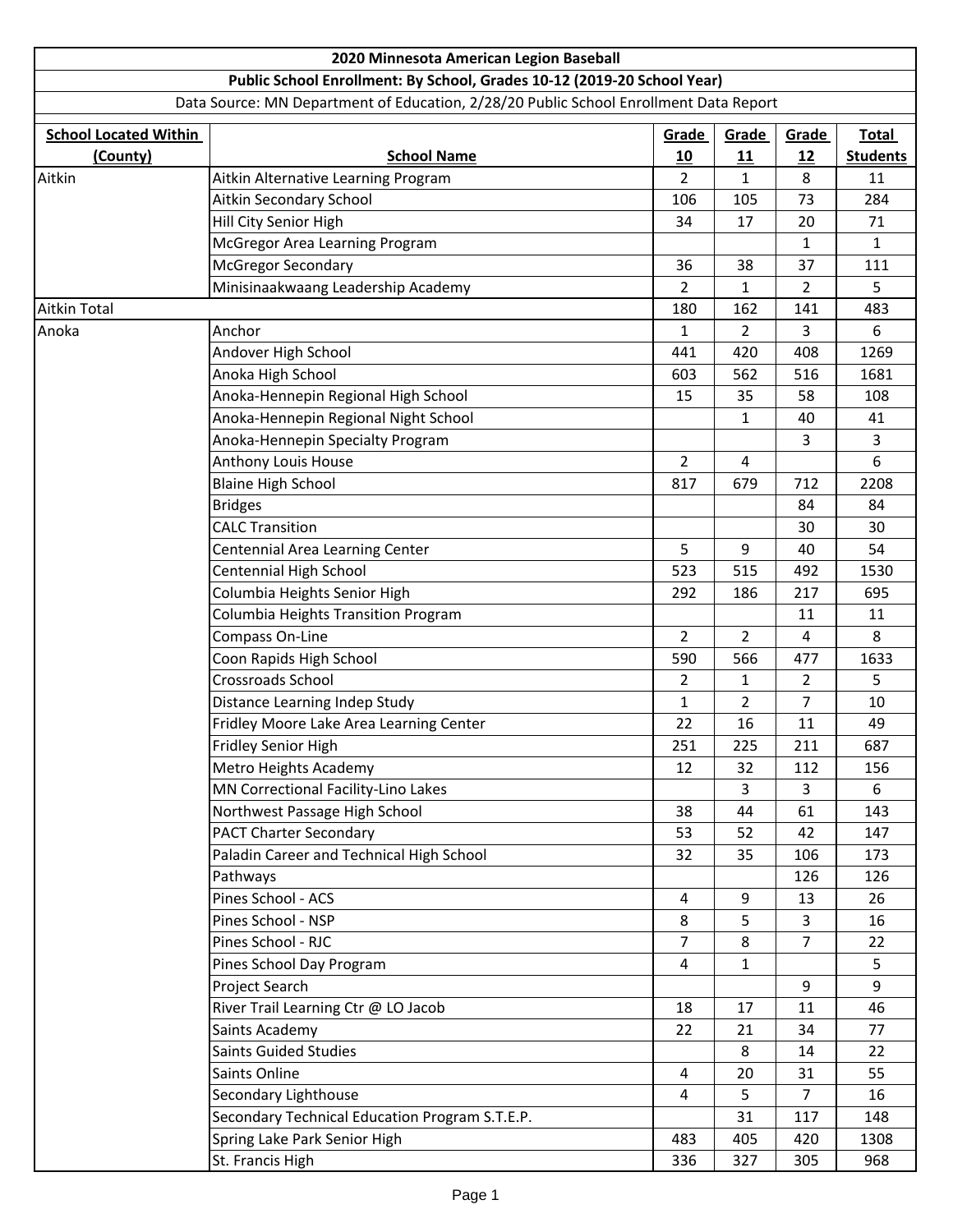# 2020 Minnesota American Legion Baseball

## Public School Enrollment: By School, Grades 10-12 (2019-20 School Year)

Data Source: MN Department of Education, 2/28/20 Public School Enrollment Data Report

| School Located Within (County) | School Name | Grade 10 | Grade 11 | Grade 12 | Total Students |
|---|---|---|---|---|---|
| Aitkin | Aitkin Alternative Learning Program | 2 | 1 | 8 | 11 |
| | Aitkin Secondary School | 106 | 105 | 73 | 284 |
| | Hill City Senior High | 34 | 17 | 20 | 71 |
| | McGregor Area Learning Program | | | 1 | 1 |
| | McGregor Secondary | 36 | 38 | 37 | 111 |
| | Minisinaakwaang Leadership Academy | 2 | 1 | 2 | 5 |
| Aitkin Total | | 180 | 162 | 141 | 483 |
| Anoka | Anchor | 1 | 2 | 3 | 6 |
| | Andover High School | 441 | 420 | 408 | 1269 |
| | Anoka High School | 603 | 562 | 516 | 1681 |
| | Anoka-Hennepin Regional High School | 15 | 35 | 58 | 108 |
| | Anoka-Hennepin Regional Night School | | 1 | 40 | 41 |
| | Anoka-Hennepin Specialty Program | | | 3 | 3 |
| | Anthony Louis House | 2 | 4 | | 6 |
| | Blaine High School | 817 | 679 | 712 | 2208 |
| | Bridges | | | 84 | 84 |
| | CALC Transition | | | 30 | 30 |
| | Centennial Area Learning Center | 5 | 9 | 40 | 54 |
| | Centennial High School | 523 | 515 | 492 | 1530 |
| | Columbia Heights Senior High | 292 | 186 | 217 | 695 |
| | Columbia Heights Transition Program | | | 11 | 11 |
| | Compass On-Line | 2 | 2 | 4 | 8 |
| | Coon Rapids High School | 590 | 566 | 477 | 1633 |
| | Crossroads School | 2 | 1 | 2 | 5 |
| | Distance Learning Indep Study | 1 | 2 | 7 | 10 |
| | Fridley Moore Lake Area Learning Center | 22 | 16 | 11 | 49 |
| | Fridley Senior High | 251 | 225 | 211 | 687 |
| | Metro Heights Academy | 12 | 32 | 112 | 156 |
| | MN Correctional Facility-Lino Lakes | | 3 | 3 | 6 |
| | Northwest Passage High School | 38 | 44 | 61 | 143 |
| | PACT Charter Secondary | 53 | 52 | 42 | 147 |
| | Paladin Career and Technical High School | 32 | 35 | 106 | 173 |
| | Pathways | | | 126 | 126 |
| | Pines School - ACS | 4 | 9 | 13 | 26 |
| | Pines School - NSP | 8 | 5 | 3 | 16 |
| | Pines School - RJC | 7 | 8 | 7 | 22 |
| | Pines School Day Program | 4 | 1 | | 5 |
| | Project Search | | | 9 | 9 |
| | River Trail Learning Ctr @ LO Jacob | 18 | 17 | 11 | 46 |
| | Saints Academy | 22 | 21 | 34 | 77 |
| | Saints Guided Studies | | 8 | 14 | 22 |
| | Saints Online | 4 | 20 | 31 | 55 |
| | Secondary Lighthouse | 4 | 5 | 7 | 16 |
| | Secondary Technical Education Program S.T.E.P. | | 31 | 117 | 148 |
| | Spring Lake Park Senior High | 483 | 405 | 420 | 1308 |
| | St. Francis High | 336 | 327 | 305 | 968 |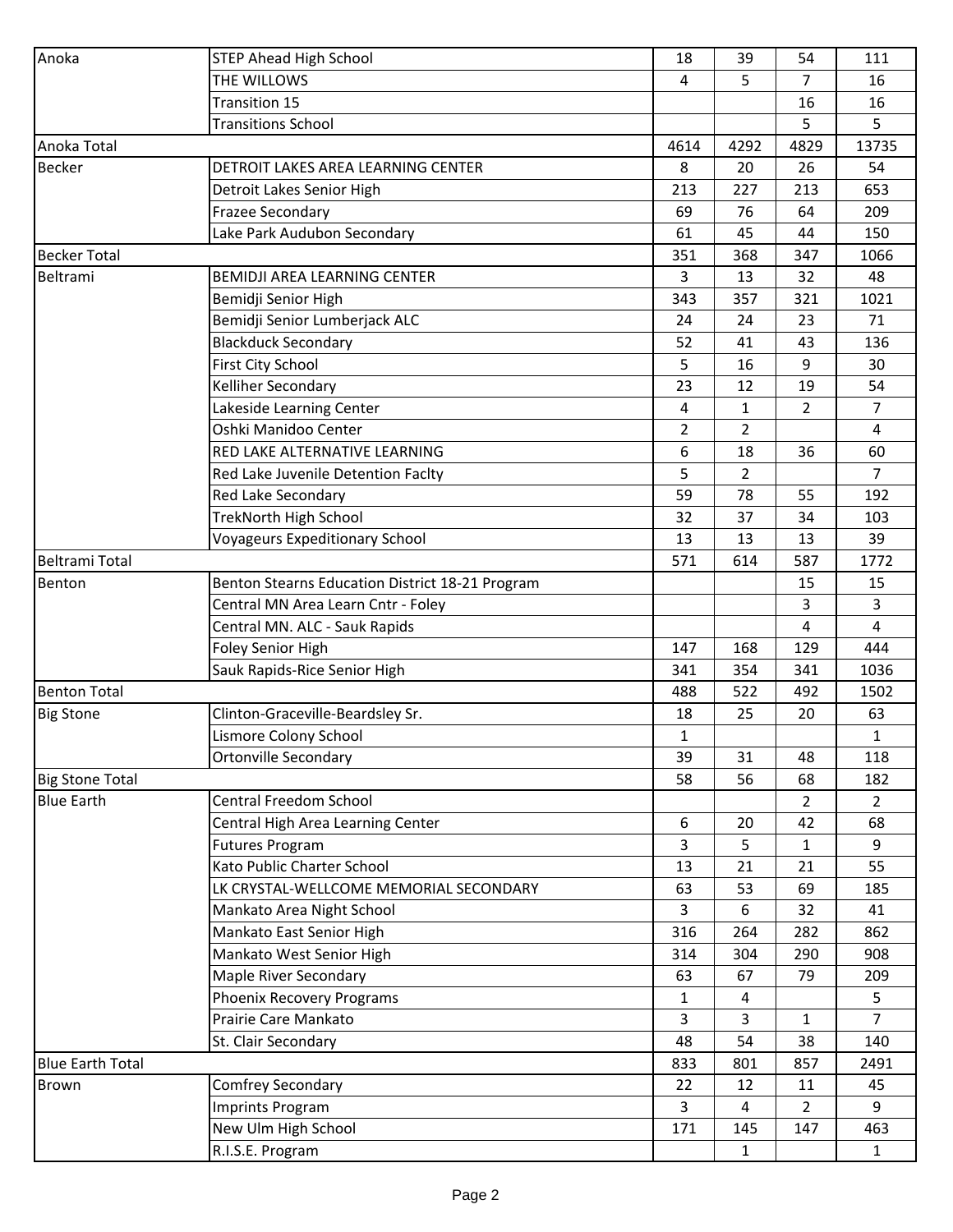| Anoka | STEP Ahead High School | 18 | 39 | 54 | 111 |
|---|---|---|---|---|---|
| | THE WILLOWS | 4 | 5 | 7 | 16 |
| | Transition 15 | | | 16 | 16 |
| | Transitions School | | | 5 | 5 |
| Anoka Total | | 4614 | 4292 | 4829 | 13735 |
| Becker | DETROIT LAKES AREA LEARNING CENTER | 8 | 20 | 26 | 54 |
| | Detroit Lakes Senior High | 213 | 227 | 213 | 653 |
| | Frazee Secondary | 69 | 76 | 64 | 209 |
| | Lake Park Audubon Secondary | 61 | 45 | 44 | 150 |
| Becker Total | | 351 | 368 | 347 | 1066 |
| Beltrami | BEMIDJI AREA LEARNING CENTER | 3 | 13 | 32 | 48 |
| | Bemidji Senior High | 343 | 357 | 321 | 1021 |
| | Bemidji Senior Lumberjack ALC | 24 | 24 | 23 | 71 |
| | Blackduck Secondary | 52 | 41 | 43 | 136 |
| | First City School | 5 | 16 | 9 | 30 |
| | Kelliher Secondary | 23 | 12 | 19 | 54 |
| | Lakeside Learning Center | 4 | 1 | 2 | 7 |
| | Oshki Manidoo Center | 2 | 2 | | 4 |
| | RED LAKE ALTERNATIVE LEARNING | 6 | 18 | 36 | 60 |
| | Red Lake Juvenile Detention Faclty | 5 | 2 | | 7 |
| | Red Lake Secondary | 59 | 78 | 55 | 192 |
| | TrekNorth High School | 32 | 37 | 34 | 103 |
| | Voyageurs Expeditionary School | 13 | 13 | 13 | 39 |
| Beltrami Total | | 571 | 614 | 587 | 1772 |
| Benton | Benton Stearns Education District 18-21 Program | | | 15 | 15 |
| | Central MN Area Learn Cntr - Foley | | | 3 | 3 |
| | Central MN. ALC - Sauk Rapids | | | 4 | 4 |
| | Foley Senior High | 147 | 168 | 129 | 444 |
| | Sauk Rapids-Rice Senior High | 341 | 354 | 341 | 1036 |
| Benton Total | | 488 | 522 | 492 | 1502 |
| Big Stone | Clinton-Graceville-Beardsley Sr. | 18 | 25 | 20 | 63 |
| | Lismore Colony School | 1 | | | 1 |
| | Ortonville Secondary | 39 | 31 | 48 | 118 |
| Big Stone Total | | 58 | 56 | 68 | 182 |
| Blue Earth | Central Freedom School | | | 2 | 2 |
| | Central High Area Learning Center | 6 | 20 | 42 | 68 |
| | Futures Program | 3 | 5 | 1 | 9 |
| | Kato Public Charter School | 13 | 21 | 21 | 55 |
| | LK CRYSTAL-WELLCOME MEMORIAL SECONDARY | 63 | 53 | 69 | 185 |
| | Mankato Area Night School | 3 | 6 | 32 | 41 |
| | Mankato East Senior High | 316 | 264 | 282 | 862 |
| | Mankato West Senior High | 314 | 304 | 290 | 908 |
| | Maple River Secondary | 63 | 67 | 79 | 209 |
| | Phoenix Recovery Programs | 1 | 4 | | 5 |
| | Prairie Care Mankato | 3 | 3 | 1 | 7 |
| | St. Clair Secondary | 48 | 54 | 38 | 140 |
| Blue Earth Total | | 833 | 801 | 857 | 2491 |
| Brown | Comfrey Secondary | 22 | 12 | 11 | 45 |
| | Imprints Program | 3 | 4 | 2 | 9 |
| | New Ulm High School | 171 | 145 | 147 | 463 |
| | R.I.S.E. Program | | 1 | | 1 |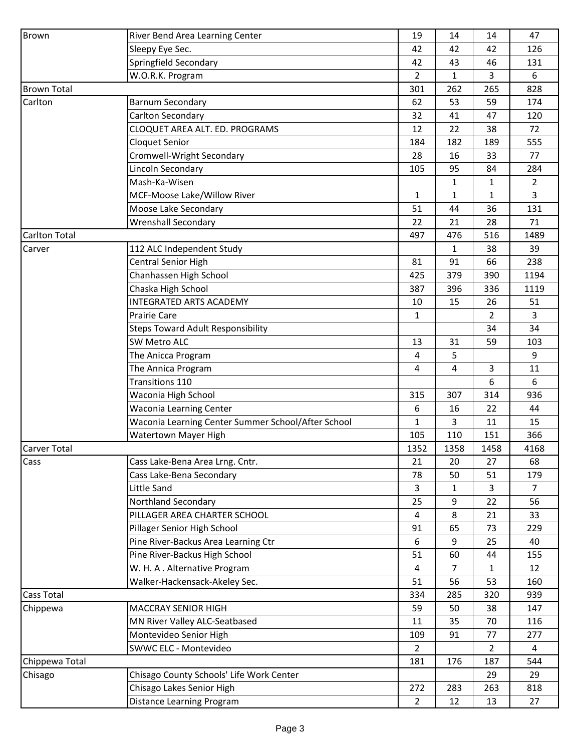| | | | | | |
|---|---|---|---|---|---|
| Brown | River Bend Area Learning Center | 19 | 14 | 14 | 47 |
| | Sleepy Eye Sec. | 42 | 42 | 42 | 126 |
| | Springfield Secondary | 42 | 43 | 46 | 131 |
| | W.O.R.K. Program | 2 | 1 | 3 | 6 |
| Brown Total | | 301 | 262 | 265 | 828 |
| Carlton | Barnum Secondary | 62 | 53 | 59 | 174 |
| | Carlton Secondary | 32 | 41 | 47 | 120 |
| | CLOQUET AREA ALT. ED. PROGRAMS | 12 | 22 | 38 | 72 |
| | Cloquet Senior | 184 | 182 | 189 | 555 |
| | Cromwell-Wright Secondary | 28 | 16 | 33 | 77 |
| | Lincoln Secondary | 105 | 95 | 84 | 284 |
| | Mash-Ka-Wisen | | 1 | 1 | 2 |
| | MCF-Moose Lake/Willow River | 1 | 1 | 1 | 3 |
| | Moose Lake Secondary | 51 | 44 | 36 | 131 |
| | Wrenshall Secondary | 22 | 21 | 28 | 71 |
| Carlton Total | | 497 | 476 | 516 | 1489 |
| Carver | 112 ALC Independent Study | | 1 | 38 | 39 |
| | Central Senior High | 81 | 91 | 66 | 238 |
| | Chanhassen High School | 425 | 379 | 390 | 1194 |
| | Chaska High School | 387 | 396 | 336 | 1119 |
| | INTEGRATED ARTS ACADEMY | 10 | 15 | 26 | 51 |
| | Prairie Care | 1 | | 2 | 3 |
| | Steps Toward Adult Responsibility | | | 34 | 34 |
| | SW Metro ALC | 13 | 31 | 59 | 103 |
| | The Anicca Program | 4 | 5 | | 9 |
| | The Annica Program | 4 | 4 | 3 | 11 |
| | Transitions 110 | | | 6 | 6 |
| | Waconia High School | 315 | 307 | 314 | 936 |
| | Waconia Learning Center | 6 | 16 | 22 | 44 |
| | Waconia Learning Center Summer School/After School | 1 | 3 | 11 | 15 |
| | Watertown Mayer High | 105 | 110 | 151 | 366 |
| Carver Total | | 1352 | 1358 | 1458 | 4168 |
| Cass | Cass Lake-Bena Area Lrng. Cntr. | 21 | 20 | 27 | 68 |
| | Cass Lake-Bena Secondary | 78 | 50 | 51 | 179 |
| | Little Sand | 3 | 1 | 3 | 7 |
| | Northland Secondary | 25 | 9 | 22 | 56 |
| | PILLAGER AREA CHARTER SCHOOL | 4 | 8 | 21 | 33 |
| | Pillager Senior High School | 91 | 65 | 73 | 229 |
| | Pine River-Backus Area Learning Ctr | 6 | 9 | 25 | 40 |
| | Pine River-Backus High School | 51 | 60 | 44 | 155 |
| | W. H. A . Alternative Program | 4 | 7 | 1 | 12 |
| | Walker-Hackensack-Akeley Sec. | 51 | 56 | 53 | 160 |
| Cass Total | | 334 | 285 | 320 | 939 |
| Chippewa | MACCRAY SENIOR HIGH | 59 | 50 | 38 | 147 |
| | MN River Valley ALC-Seatbased | 11 | 35 | 70 | 116 |
| | Montevideo Senior High | 109 | 91 | 77 | 277 |
| | SWWC ELC - Montevideo | 2 | | 2 | 4 |
| Chippewa Total | | 181 | 176 | 187 | 544 |
| Chisago | Chisago County Schools' Life Work Center | | | 29 | 29 |
| | Chisago Lakes Senior High | 272 | 283 | 263 | 818 |
| | Distance Learning Program | 2 | 12 | 13 | 27 |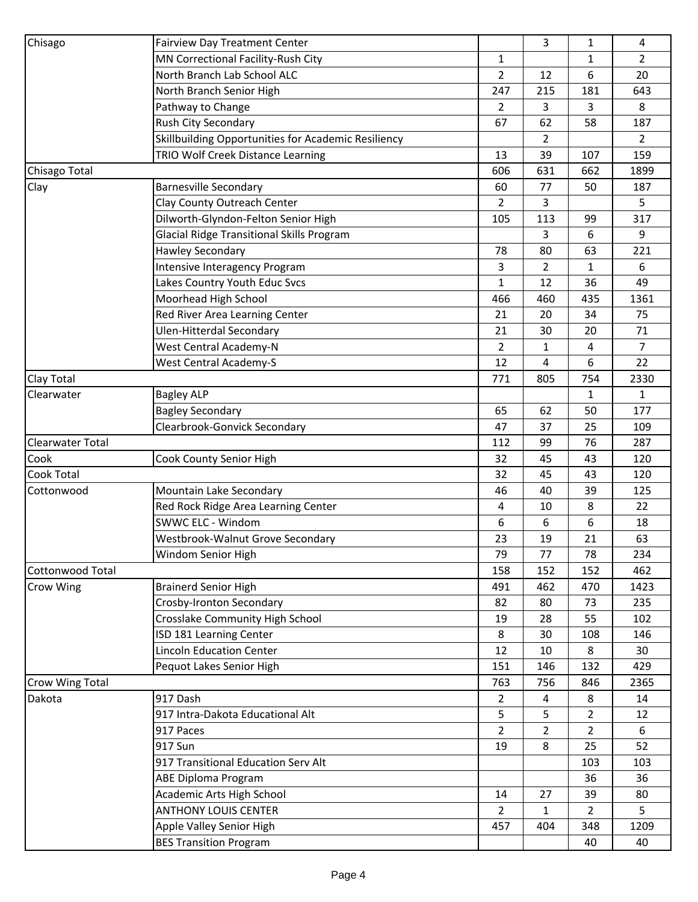| | | | | | |
|---|---|---|---|---|---|
| Chisago | Fairview Day Treatment Center | | 3 | 1 | 4 |
| | MN Correctional Facility-Rush City | 1 | | 1 | 2 |
| | North Branch Lab School ALC | 2 | 12 | 6 | 20 |
| | North Branch Senior High | 247 | 215 | 181 | 643 |
| | Pathway to Change | 2 | 3 | 3 | 8 |
| | Rush City Secondary | 67 | 62 | 58 | 187 |
| | Skillbuilding Opportunities for Academic Resiliency | | 2 | | 2 |
| | TRIO Wolf Creek Distance Learning | 13 | 39 | 107 | 159 |
| Chisago Total | | 606 | 631 | 662 | 1899 |
| Clay | Barnesville Secondary | 60 | 77 | 50 | 187 |
| | Clay County Outreach Center | 2 | 3 | | 5 |
| | Dilworth-Glyndon-Felton Senior High | 105 | 113 | 99 | 317 |
| | Glacial Ridge Transitional Skills Program | | 3 | 6 | 9 |
| | Hawley Secondary | 78 | 80 | 63 | 221 |
| | Intensive Interagency Program | 3 | 2 | 1 | 6 |
| | Lakes Country Youth Educ Svcs | 1 | 12 | 36 | 49 |
| | Moorhead High School | 466 | 460 | 435 | 1361 |
| | Red River Area Learning Center | 21 | 20 | 34 | 75 |
| | Ulen-Hitterdal Secondary | 21 | 30 | 20 | 71 |
| | West Central Academy-N | 2 | 1 | 4 | 7 |
| | West Central Academy-S | 12 | 4 | 6 | 22 |
| Clay Total | | 771 | 805 | 754 | 2330 |
| Clearwater | Bagley ALP | | | 1 | 1 |
| | Bagley Secondary | 65 | 62 | 50 | 177 |
| | Clearbrook-Gonvick Secondary | 47 | 37 | 25 | 109 |
| Clearwater Total | | 112 | 99 | 76 | 287 |
| Cook | Cook County Senior High | 32 | 45 | 43 | 120 |
| Cook Total | | 32 | 45 | 43 | 120 |
| Cottonwood | Mountain Lake Secondary | 46 | 40 | 39 | 125 |
| | Red Rock Ridge Area Learning Center | 4 | 10 | 8 | 22 |
| | SWWC ELC - Windom | 6 | 6 | 6 | 18 |
| | Westbrook-Walnut Grove Secondary | 23 | 19 | 21 | 63 |
| | Windom Senior High | 79 | 77 | 78 | 234 |
| Cottonwood Total | | 158 | 152 | 152 | 462 |
| Crow Wing | Brainerd Senior High | 491 | 462 | 470 | 1423 |
| | Crosby-Ironton Secondary | 82 | 80 | 73 | 235 |
| | Crosslake Community High School | 19 | 28 | 55 | 102 |
| | ISD 181 Learning Center | 8 | 30 | 108 | 146 |
| | Lincoln Education Center | 12 | 10 | 8 | 30 |
| | Pequot Lakes Senior High | 151 | 146 | 132 | 429 |
| Crow Wing Total | | 763 | 756 | 846 | 2365 |
| Dakota | 917 Dash | 2 | 4 | 8 | 14 |
| | 917 Intra-Dakota Educational Alt | 5 | 5 | 2 | 12 |
| | 917 Paces | 2 | 2 | 2 | 6 |
| | 917 Sun | 19 | 8 | 25 | 52 |
| | 917 Transitional Education Serv Alt | | | 103 | 103 |
| | ABE Diploma Program | | | 36 | 36 |
| | Academic Arts High School | 14 | 27 | 39 | 80 |
| | ANTHONY LOUIS CENTER | 2 | 1 | 2 | 5 |
| | Apple Valley Senior High | 457 | 404 | 348 | 1209 |
| | BES Transition Program | | | 40 | 40 |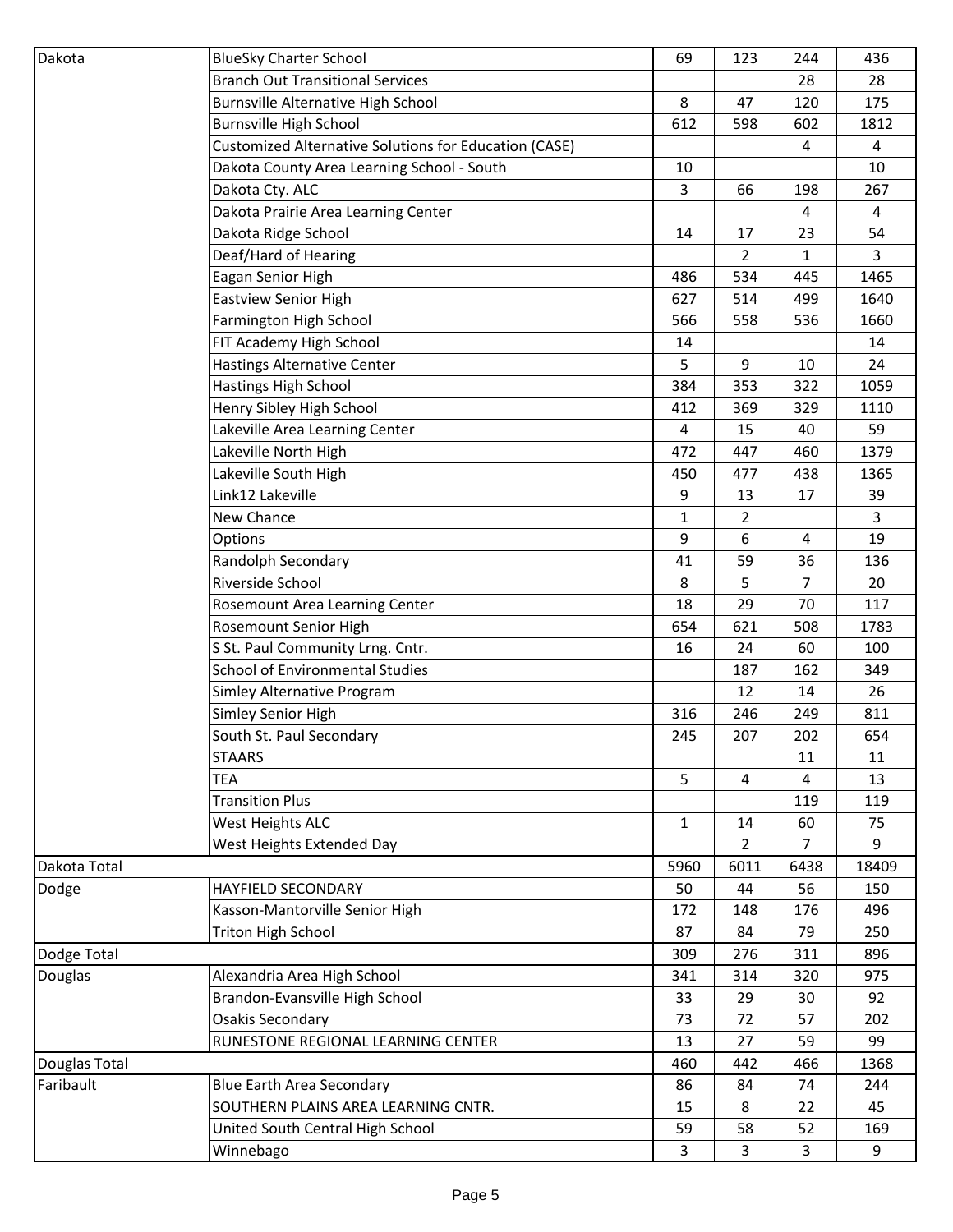| Dakota | BlueSky Charter School | 69 | 123 | 244 | 436 |
|---|---|---|---|---|---|
| | Branch Out Transitional Services | | | 28 | 28 |
| | Burnsville Alternative High School | 8 | 47 | 120 | 175 |
| | Burnsville High School | 612 | 598 | 602 | 1812 |
| | Customized Alternative Solutions for Education (CASE) | | | 4 | 4 |
| | Dakota County Area Learning School - South | 10 | | | 10 |
| | Dakota Cty. ALC | 3 | 66 | 198 | 267 |
| | Dakota Prairie Area Learning Center | | | 4 | 4 |
| | Dakota Ridge School | 14 | 17 | 23 | 54 |
| | Deaf/Hard of Hearing | | 2 | 1 | 3 |
| | Eagan Senior High | 486 | 534 | 445 | 1465 |
| | Eastview Senior High | 627 | 514 | 499 | 1640 |
| | Farmington High School | 566 | 558 | 536 | 1660 |
| | FIT Academy High School | 14 | | | 14 |
| | Hastings Alternative Center | 5 | 9 | 10 | 24 |
| | Hastings High School | 384 | 353 | 322 | 1059 |
| | Henry Sibley High School | 412 | 369 | 329 | 1110 |
| | Lakeville Area Learning Center | 4 | 15 | 40 | 59 |
| | Lakeville North High | 472 | 447 | 460 | 1379 |
| | Lakeville South High | 450 | 477 | 438 | 1365 |
| | Link12 Lakeville | 9 | 13 | 17 | 39 |
| | New Chance | 1 | 2 | | 3 |
| | Options | 9 | 6 | 4 | 19 |
| | Randolph Secondary | 41 | 59 | 36 | 136 |
| | Riverside School | 8 | 5 | 7 | 20 |
| | Rosemount Area Learning Center | 18 | 29 | 70 | 117 |
| | Rosemount Senior High | 654 | 621 | 508 | 1783 |
| | S St. Paul Community Lrng. Cntr. | 16 | 24 | 60 | 100 |
| | School of Environmental Studies | | 187 | 162 | 349 |
| | Simley Alternative Program | | 12 | 14 | 26 |
| | Simley Senior High | 316 | 246 | 249 | 811 |
| | South St. Paul Secondary | 245 | 207 | 202 | 654 |
| | STAARS | | | 11 | 11 |
| | TEA | 5 | 4 | 4 | 13 |
| | Transition Plus | | | 119 | 119 |
| | West Heights ALC | 1 | 14 | 60 | 75 |
| | West Heights Extended Day | | 2 | 7 | 9 |
| Dakota Total | | 5960 | 6011 | 6438 | 18409 |
| Dodge | HAYFIELD SECONDARY | 50 | 44 | 56 | 150 |
| | Kasson-Mantorville Senior High | 172 | 148 | 176 | 496 |
| | Triton High School | 87 | 84 | 79 | 250 |
| Dodge Total | | 309 | 276 | 311 | 896 |
| Douglas | Alexandria Area High School | 341 | 314 | 320 | 975 |
| | Brandon-Evansville High School | 33 | 29 | 30 | 92 |
| | Osakis Secondary | 73 | 72 | 57 | 202 |
| | RUNESTONE REGIONAL LEARNING CENTER | 13 | 27 | 59 | 99 |
| Douglas Total | | 460 | 442 | 466 | 1368 |
| Faribault | Blue Earth Area Secondary | 86 | 84 | 74 | 244 |
| | SOUTHERN PLAINS AREA LEARNING CNTR. | 15 | 8 | 22 | 45 |
| | United South Central High School | 59 | 58 | 52 | 169 |
| | Winnebago | 3 | 3 | 3 | 9 |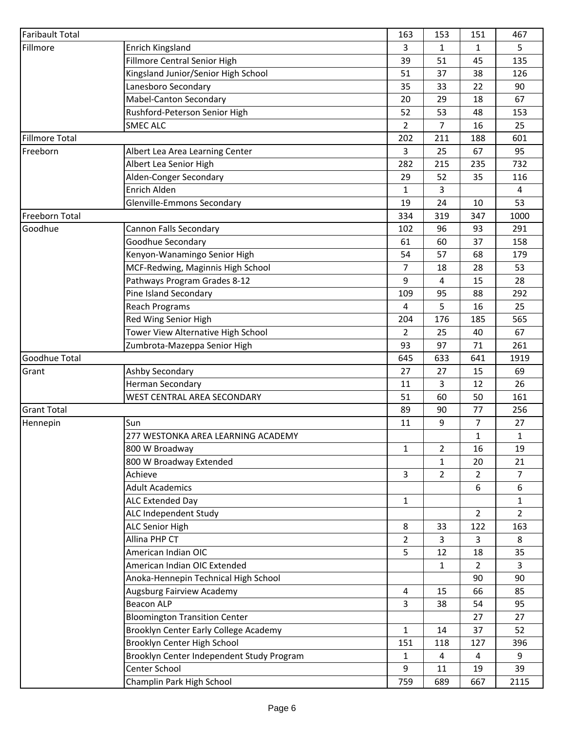| | | | | | |
|---|---|---|---|---|---|
| Faribault Total | | 163 | 153 | 151 | 467 |
| Fillmore | Enrich Kingsland | 3 | 1 | 1 | 5 |
| | Fillmore Central Senior High | 39 | 51 | 45 | 135 |
| | Kingsland Junior/Senior High School | 51 | 37 | 38 | 126 |
| | Lanesboro Secondary | 35 | 33 | 22 | 90 |
| | Mabel-Canton Secondary | 20 | 29 | 18 | 67 |
| | Rushford-Peterson Senior High | 52 | 53 | 48 | 153 |
| | SMEC ALC | 2 | 7 | 16 | 25 |
| Fillmore Total | | 202 | 211 | 188 | 601 |
| Freeborn | Albert Lea Area Learning Center | 3 | 25 | 67 | 95 |
| | Albert Lea Senior High | 282 | 215 | 235 | 732 |
| | Alden-Conger Secondary | 29 | 52 | 35 | 116 |
| | Enrich Alden | 1 | 3 | | 4 |
| | Glenville-Emmons Secondary | 19 | 24 | 10 | 53 |
| Freeborn Total | | 334 | 319 | 347 | 1000 |
| Goodhue | Cannon Falls Secondary | 102 | 96 | 93 | 291 |
| | Goodhue Secondary | 61 | 60 | 37 | 158 |
| | Kenyon-Wanamingo Senior High | 54 | 57 | 68 | 179 |
| | MCF-Redwing, Maginnis High School | 7 | 18 | 28 | 53 |
| | Pathways Program Grades 8-12 | 9 | 4 | 15 | 28 |
| | Pine Island Secondary | 109 | 95 | 88 | 292 |
| | Reach Programs | 4 | 5 | 16 | 25 |
| | Red Wing Senior High | 204 | 176 | 185 | 565 |
| | Tower View Alternative High School | 2 | 25 | 40 | 67 |
| | Zumbrota-Mazeppa Senior High | 93 | 97 | 71 | 261 |
| Goodhue Total | | 645 | 633 | 641 | 1919 |
| Grant | Ashby Secondary | 27 | 27 | 15 | 69 |
| | Herman Secondary | 11 | 3 | 12 | 26 |
| | WEST CENTRAL AREA SECONDARY | 51 | 60 | 50 | 161 |
| Grant Total | | 89 | 90 | 77 | 256 |
| Hennepin | Sun | 11 | 9 | 7 | 27 |
| | 277 WESTONKA AREA LEARNING ACADEMY | | | 1 | 1 |
| | 800 W Broadway | 1 | 2 | 16 | 19 |
| | 800 W Broadway Extended | | 1 | 20 | 21 |
| | Achieve | 3 | 2 | 2 | 7 |
| | Adult Academics | | | 6 | 6 |
| | ALC Extended Day | 1 | | | 1 |
| | ALC Independent Study | | | 2 | 2 |
| | ALC Senior High | 8 | 33 | 122 | 163 |
| | Allina PHP CT | 2 | 3 | 3 | 8 |
| | American Indian OIC | 5 | 12 | 18 | 35 |
| | American Indian OIC Extended | | 1 | 2 | 3 |
| | Anoka-Hennepin Technical High School | | | 90 | 90 |
| | Augsburg Fairview Academy | 4 | 15 | 66 | 85 |
| | Beacon ALP | 3 | 38 | 54 | 95 |
| | Bloomington Transition Center | | | 27 | 27 |
| | Brooklyn Center Early College Academy | 1 | 14 | 37 | 52 |
| | Brooklyn Center High School | 151 | 118 | 127 | 396 |
| | Brooklyn Center Independent Study Program | 1 | 4 | 4 | 9 |
| | Center School | 9 | 11 | 19 | 39 |
| | Champlin Park High School | 759 | 689 | 667 | 2115 |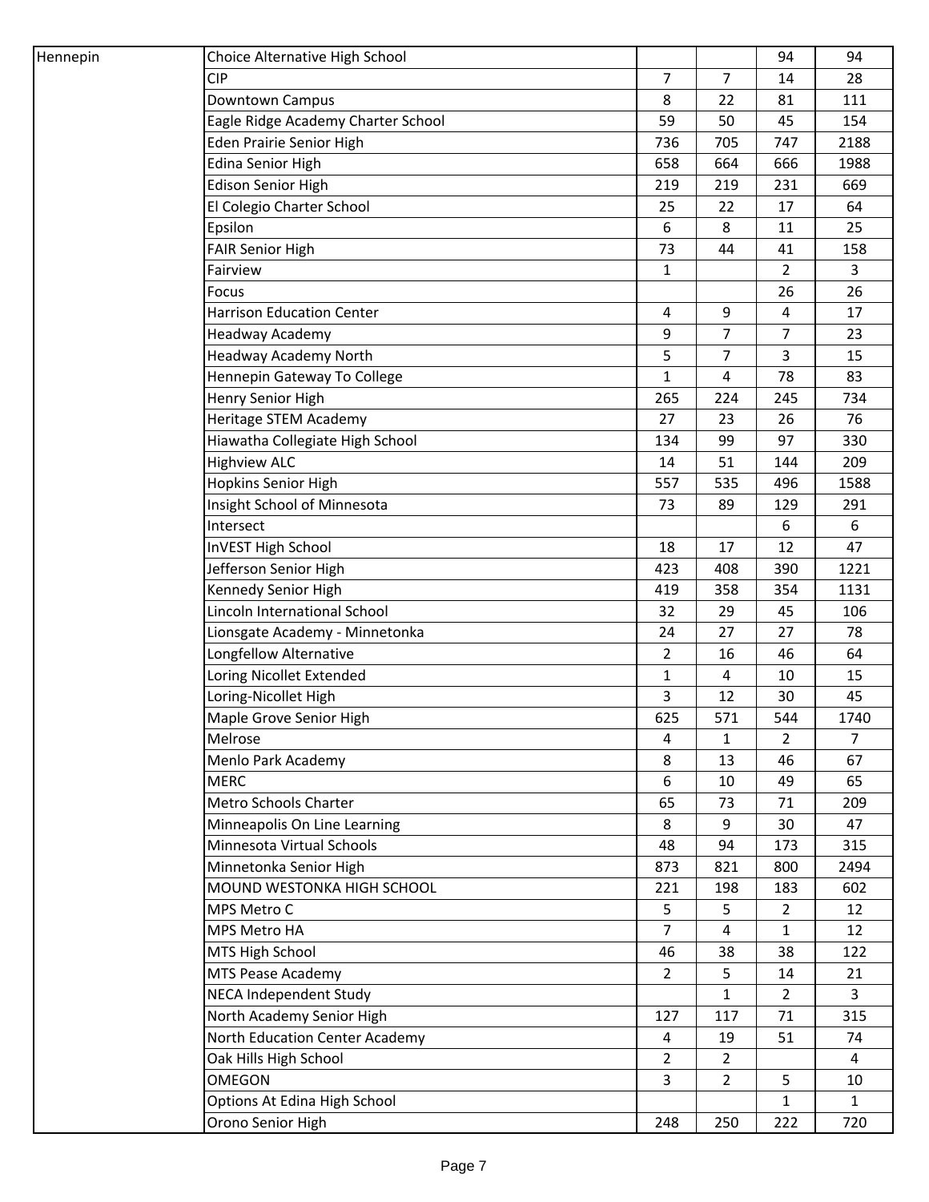| | | | | | |
|---|---|---|---|---|---|
| Hennepin | Choice Alternative High School | | | 94 | 94 |
| | CIP | 7 | 7 | 14 | 28 |
| | Downtown Campus | 8 | 22 | 81 | 111 |
| | Eagle Ridge Academy Charter School | 59 | 50 | 45 | 154 |
| | Eden Prairie Senior High | 736 | 705 | 747 | 2188 |
| | Edina Senior High | 658 | 664 | 666 | 1988 |
| | Edison Senior High | 219 | 219 | 231 | 669 |
| | El Colegio Charter School | 25 | 22 | 17 | 64 |
| | Epsilon | 6 | 8 | 11 | 25 |
| | FAIR Senior High | 73 | 44 | 41 | 158 |
| | Fairview | 1 | | 2 | 3 |
| | Focus | | | 26 | 26 |
| | Harrison Education Center | 4 | 9 | 4 | 17 |
| | Headway Academy | 9 | 7 | 7 | 23 |
| | Headway Academy North | 5 | 7 | 3 | 15 |
| | Hennepin Gateway To College | 1 | 4 | 78 | 83 |
| | Henry Senior High | 265 | 224 | 245 | 734 |
| | Heritage STEM Academy | 27 | 23 | 26 | 76 |
| | Hiawatha Collegiate High School | 134 | 99 | 97 | 330 |
| | Highview ALC | 14 | 51 | 144 | 209 |
| | Hopkins Senior High | 557 | 535 | 496 | 1588 |
| | Insight School of Minnesota | 73 | 89 | 129 | 291 |
| | Intersect | | | 6 | 6 |
| | InVEST High School | 18 | 17 | 12 | 47 |
| | Jefferson Senior High | 423 | 408 | 390 | 1221 |
| | Kennedy Senior High | 419 | 358 | 354 | 1131 |
| | Lincoln International School | 32 | 29 | 45 | 106 |
| | Lionsgate Academy - Minnetonka | 24 | 27 | 27 | 78 |
| | Longfellow Alternative | 2 | 16 | 46 | 64 |
| | Loring Nicollet Extended | 1 | 4 | 10 | 15 |
| | Loring-Nicollet High | 3 | 12 | 30 | 45 |
| | Maple Grove Senior High | 625 | 571 | 544 | 1740 |
| | Melrose | 4 | 1 | 2 | 7 |
| | Menlo Park Academy | 8 | 13 | 46 | 67 |
| | MERC | 6 | 10 | 49 | 65 |
| | Metro Schools Charter | 65 | 73 | 71 | 209 |
| | Minneapolis On Line Learning | 8 | 9 | 30 | 47 |
| | Minnesota Virtual Schools | 48 | 94 | 173 | 315 |
| | Minnetonka Senior High | 873 | 821 | 800 | 2494 |
| | MOUND WESTONKA HIGH SCHOOL | 221 | 198 | 183 | 602 |
| | MPS Metro C | 5 | 5 | 2 | 12 |
| | MPS Metro HA | 7 | 4 | 1 | 12 |
| | MTS High School | 46 | 38 | 38 | 122 |
| | MTS Pease Academy | 2 | 5 | 14 | 21 |
| | NECA Independent Study | | 1 | 2 | 3 |
| | North Academy Senior High | 127 | 117 | 71 | 315 |
| | North Education Center Academy | 4 | 19 | 51 | 74 |
| | Oak Hills High School | 2 | 2 | | 4 |
| | OMEGON | 3 | 2 | 5 | 10 |
| | Options At Edina High School | | | 1 | 1 |
| | Orono Senior High | 248 | 250 | 222 | 720 |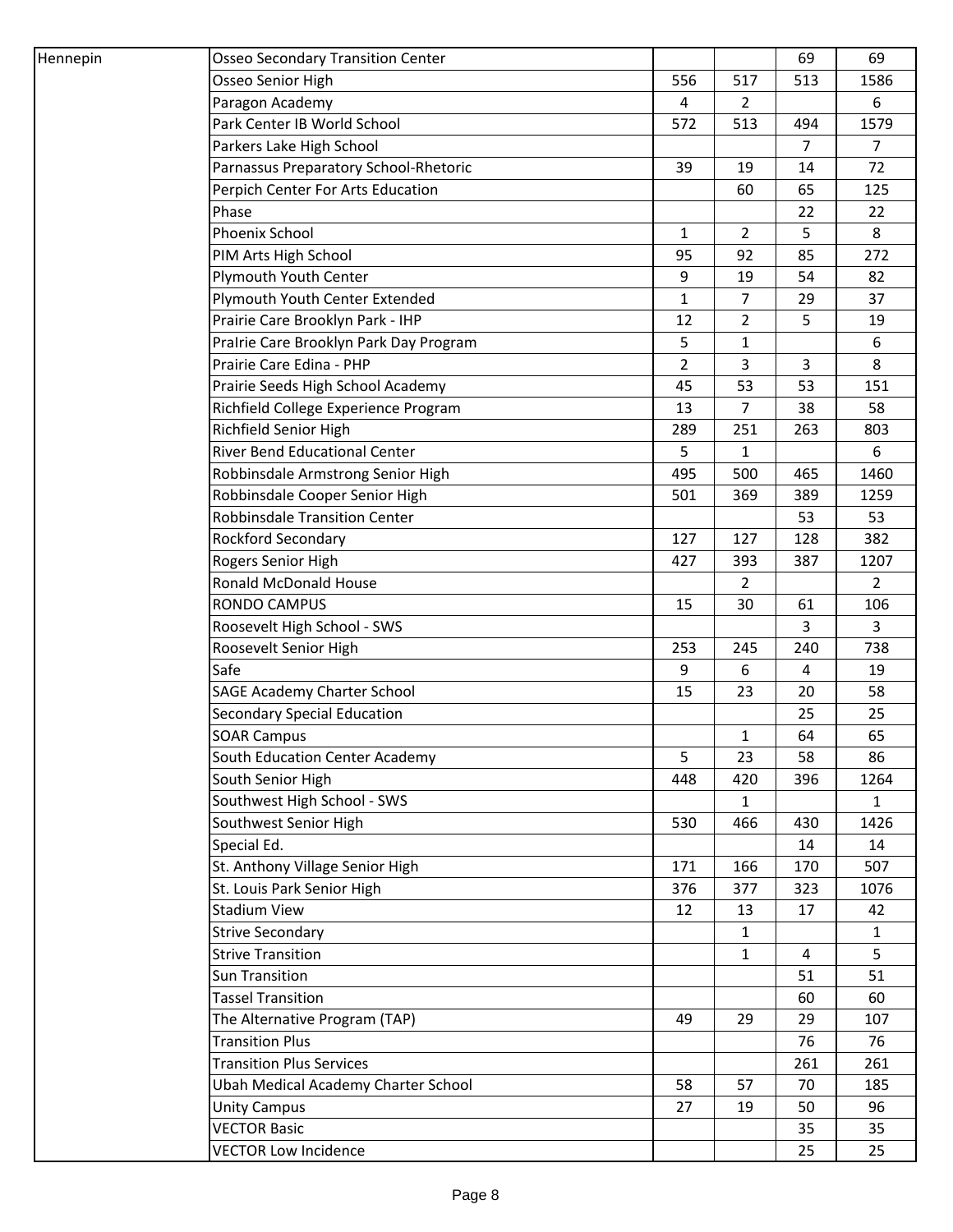| | | | | | |
|---|---|---|---|---|---|
| Hennepin | Osseo Secondary Transition Center | | | 69 | 69 |
| | Osseo Senior High | 556 | 517 | 513 | 1586 |
| | Paragon Academy | 4 | 2 | | 6 |
| | Park Center IB World School | 572 | 513 | 494 | 1579 |
| | Parkers Lake High School | | | 7 | 7 |
| | Parnassus Preparatory School-Rhetoric | 39 | 19 | 14 | 72 |
| | Perpich Center For Arts Education | | 60 | 65 | 125 |
| | Phase | | | 22 | 22 |
| | Phoenix School | 1 | 2 | 5 | 8 |
| | PIM Arts High School | 95 | 92 | 85 | 272 |
| | Plymouth Youth Center | 9 | 19 | 54 | 82 |
| | Plymouth Youth Center Extended | 1 | 7 | 29 | 37 |
| | Prairie Care Brooklyn Park - IHP | 12 | 2 | 5 | 19 |
| | PraIrie Care Brooklyn Park Day Program | 5 | 1 | | 6 |
| | Prairie Care Edina - PHP | 2 | 3 | 3 | 8 |
| | Prairie Seeds High School Academy | 45 | 53 | 53 | 151 |
| | Richfield College Experience Program | 13 | 7 | 38 | 58 |
| | Richfield Senior High | 289 | 251 | 263 | 803 |
| | River Bend Educational Center | 5 | 1 | | 6 |
| | Robbinsdale Armstrong Senior High | 495 | 500 | 465 | 1460 |
| | Robbinsdale Cooper Senior High | 501 | 369 | 389 | 1259 |
| | Robbinsdale Transition Center | | | 53 | 53 |
| | Rockford Secondary | 127 | 127 | 128 | 382 |
| | Rogers Senior High | 427 | 393 | 387 | 1207 |
| | Ronald McDonald House | | 2 | | 2 |
| | RONDO CAMPUS | 15 | 30 | 61 | 106 |
| | Roosevelt High School - SWS | | | 3 | 3 |
| | Roosevelt Senior High | 253 | 245 | 240 | 738 |
| | Safe | 9 | 6 | 4 | 19 |
| | SAGE Academy Charter School | 15 | 23 | 20 | 58 |
| | Secondary Special Education | | | 25 | 25 |
| | SOAR Campus | | 1 | 64 | 65 |
| | South Education Center Academy | 5 | 23 | 58 | 86 |
| | South Senior High | 448 | 420 | 396 | 1264 |
| | Southwest High School - SWS | | 1 | | 1 |
| | Southwest Senior High | 530 | 466 | 430 | 1426 |
| | Special Ed. | | | 14 | 14 |
| | St. Anthony Village Senior High | 171 | 166 | 170 | 507 |
| | St. Louis Park Senior High | 376 | 377 | 323 | 1076 |
| | Stadium View | 12 | 13 | 17 | 42 |
| | Strive Secondary | | 1 | | 1 |
| | Strive Transition | | 1 | 4 | 5 |
| | Sun Transition | | | 51 | 51 |
| | Tassel Transition | | | 60 | 60 |
| | The Alternative Program (TAP) | 49 | 29 | 29 | 107 |
| | Transition Plus | | | 76 | 76 |
| | Transition Plus Services | | | 261 | 261 |
| | Ubah Medical Academy Charter School | 58 | 57 | 70 | 185 |
| | Unity Campus | 27 | 19 | 50 | 96 |
| | VECTOR Basic | | | 35 | 35 |
| | VECTOR Low Incidence | | | 25 | 25 |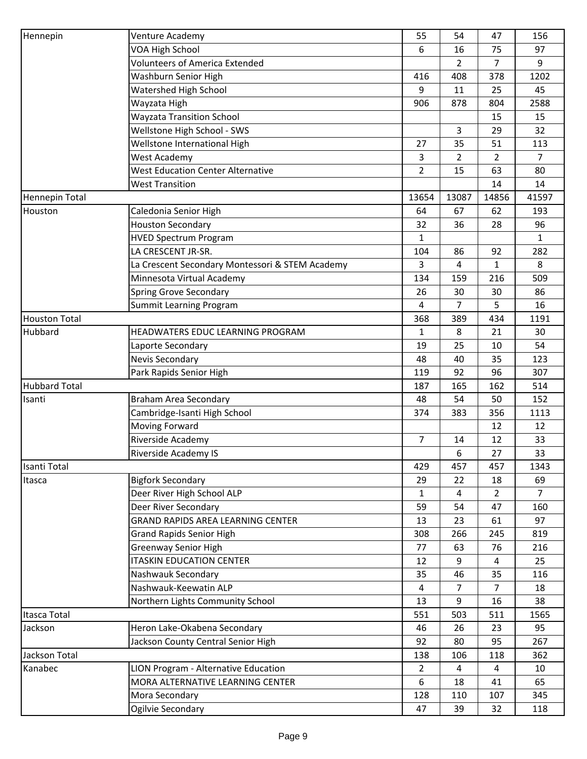| | | | | | |
|---|---|---|---|---|---|
| Hennepin | Venture Academy | 55 | 54 | 47 | 156 |
| | VOA High School | 6 | 16 | 75 | 97 |
| | Volunteers of America Extended | | 2 | 7 | 9 |
| | Washburn Senior High | 416 | 408 | 378 | 1202 |
| | Watershed High School | 9 | 11 | 25 | 45 |
| | Wayzata High | 906 | 878 | 804 | 2588 |
| | Wayzata Transition School | | | 15 | 15 |
| | Wellstone High School - SWS | | 3 | 29 | 32 |
| | Wellstone International High | 27 | 35 | 51 | 113 |
| | West Academy | 3 | 2 | 2 | 7 |
| | West Education Center Alternative | 2 | 15 | 63 | 80 |
| | West Transition | | | 14 | 14 |
| Hennepin Total | | 13654 | 13087 | 14856 | 41597 |
| Houston | Caledonia Senior High | 64 | 67 | 62 | 193 |
| | Houston Secondary | 32 | 36 | 28 | 96 |
| | HVED Spectrum Program | 1 | | | 1 |
| | LA CRESCENT JR-SR. | 104 | 86 | 92 | 282 |
| | La Crescent Secondary Montessori & STEM Academy | 3 | 4 | 1 | 8 |
| | Minnesota Virtual Academy | 134 | 159 | 216 | 509 |
| | Spring Grove Secondary | 26 | 30 | 30 | 86 |
| | Summit Learning Program | 4 | 7 | 5 | 16 |
| Houston Total | | 368 | 389 | 434 | 1191 |
| Hubbard | HEADWATERS EDUC LEARNING PROGRAM | 1 | 8 | 21 | 30 |
| | Laporte Secondary | 19 | 25 | 10 | 54 |
| | Nevis Secondary | 48 | 40 | 35 | 123 |
| | Park Rapids Senior High | 119 | 92 | 96 | 307 |
| Hubbard Total | | 187 | 165 | 162 | 514 |
| Isanti | Braham Area Secondary | 48 | 54 | 50 | 152 |
| | Cambridge-Isanti High School | 374 | 383 | 356 | 1113 |
| | Moving Forward | | | 12 | 12 |
| | Riverside Academy | 7 | 14 | 12 | 33 |
| | Riverside Academy IS | | 6 | 27 | 33 |
| Isanti Total | | 429 | 457 | 457 | 1343 |
| Itasca | Bigfork Secondary | 29 | 22 | 18 | 69 |
| | Deer River High School ALP | 1 | 4 | 2 | 7 |
| | Deer River Secondary | 59 | 54 | 47 | 160 |
| | GRAND RAPIDS AREA LEARNING CENTER | 13 | 23 | 61 | 97 |
| | Grand Rapids Senior High | 308 | 266 | 245 | 819 |
| | Greenway Senior High | 77 | 63 | 76 | 216 |
| | ITASKIN EDUCATION CENTER | 12 | 9 | 4 | 25 |
| | Nashwauk Secondary | 35 | 46 | 35 | 116 |
| | Nashwauk-Keewatin ALP | 4 | 7 | 7 | 18 |
| | Northern Lights Community School | 13 | 9 | 16 | 38 |
| Itasca Total | | 551 | 503 | 511 | 1565 |
| Jackson | Heron Lake-Okabena Secondary | 46 | 26 | 23 | 95 |
| | Jackson County Central Senior High | 92 | 80 | 95 | 267 |
| Jackson Total | | 138 | 106 | 118 | 362 |
| Kanabec | LION Program - Alternative Education | 2 | 4 | 4 | 10 |
| | MORA ALTERNATIVE LEARNING CENTER | 6 | 18 | 41 | 65 |
| | Mora Secondary | 128 | 110 | 107 | 345 |
| | Ogilvie Secondary | 47 | 39 | 32 | 118 |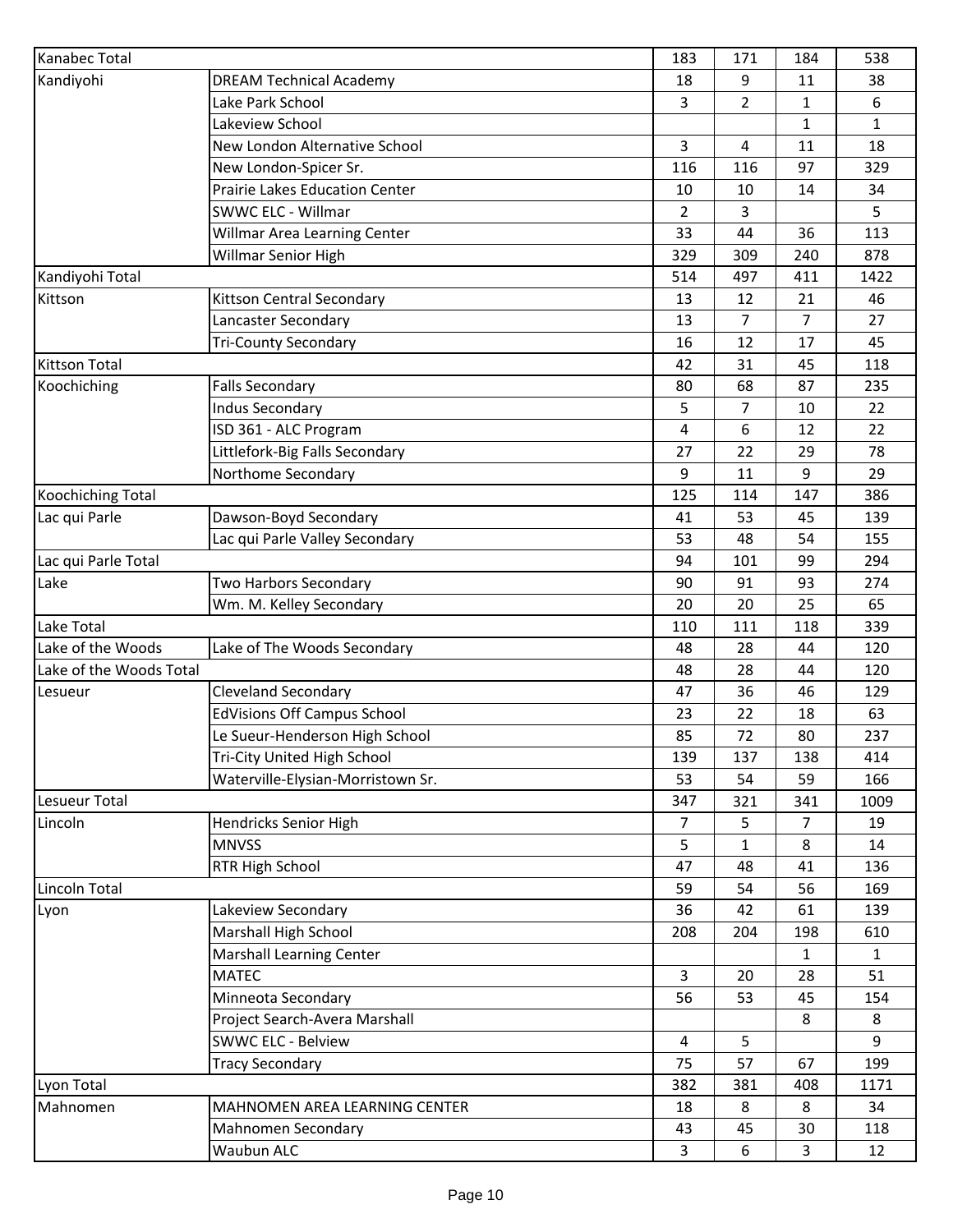| Kanabec Total | | 183 | 171 | 184 | 538 |
|---|---|---|---|---|---|
| Kandiyohi | DREAM Technical Academy | 18 | 9 | 11 | 38 |
| | Lake Park School | 3 | 2 | 1 | 6 |
| | Lakeview School | | | 1 | 1 |
| | New London Alternative School | 3 | 4 | 11 | 18 |
| | New London-Spicer Sr. | 116 | 116 | 97 | 329 |
| | Prairie Lakes Education Center | 10 | 10 | 14 | 34 |
| | SWWC ELC - Willmar | 2 | 3 | | 5 |
| | Willmar Area Learning Center | 33 | 44 | 36 | 113 |
| | Willmar Senior High | 329 | 309 | 240 | 878 |
| Kandiyohi Total | | 514 | 497 | 411 | 1422 |
| Kittson | Kittson Central Secondary | 13 | 12 | 21 | 46 |
| | Lancaster Secondary | 13 | 7 | 7 | 27 |
| | Tri-County Secondary | 16 | 12 | 17 | 45 |
| Kittson Total | | 42 | 31 | 45 | 118 |
| Koochiching | Falls Secondary | 80 | 68 | 87 | 235 |
| | Indus Secondary | 5 | 7 | 10 | 22 |
| | ISD 361 - ALC Program | 4 | 6 | 12 | 22 |
| | Littlefork-Big Falls Secondary | 27 | 22 | 29 | 78 |
| | Northome Secondary | 9 | 11 | 9 | 29 |
| Koochiching Total | | 125 | 114 | 147 | 386 |
| Lac qui Parle | Dawson-Boyd Secondary | 41 | 53 | 45 | 139 |
| | Lac qui Parle Valley Secondary | 53 | 48 | 54 | 155 |
| Lac qui Parle Total | | 94 | 101 | 99 | 294 |
| Lake | Two Harbors Secondary | 90 | 91 | 93 | 274 |
| | Wm. M. Kelley Secondary | 20 | 20 | 25 | 65 |
| Lake Total | | 110 | 111 | 118 | 339 |
| Lake of the Woods | Lake of The Woods Secondary | 48 | 28 | 44 | 120 |
| Lake of the Woods Total | | 48 | 28 | 44 | 120 |
| Lesueur | Cleveland Secondary | 47 | 36 | 46 | 129 |
| | EdVisions Off Campus School | 23 | 22 | 18 | 63 |
| | Le Sueur-Henderson High School | 85 | 72 | 80 | 237 |
| | Tri-City United High School | 139 | 137 | 138 | 414 |
| | Waterville-Elysian-Morristown Sr. | 53 | 54 | 59 | 166 |
| Lesueur Total | | 347 | 321 | 341 | 1009 |
| Lincoln | Hendricks Senior High | 7 | 5 | 7 | 19 |
| | MNVSS | 5 | 1 | 8 | 14 |
| | RTR High School | 47 | 48 | 41 | 136 |
| Lincoln Total | | 59 | 54 | 56 | 169 |
| Lyon | Lakeview Secondary | 36 | 42 | 61 | 139 |
| | Marshall High School | 208 | 204 | 198 | 610 |
| | Marshall Learning Center | | | 1 | 1 |
| | MATEC | 3 | 20 | 28 | 51 |
| | Minneota Secondary | 56 | 53 | 45 | 154 |
| | Project Search-Avera Marshall | | | 8 | 8 |
| | SWWC ELC - Belview | 4 | 5 | | 9 |
| | Tracy Secondary | 75 | 57 | 67 | 199 |
| Lyon Total | | 382 | 381 | 408 | 1171 |
| Mahnomen | MAHNOMEN AREA LEARNING CENTER | 18 | 8 | 8 | 34 |
| | Mahnomen Secondary | 43 | 45 | 30 | 118 |
| | Waubun ALC | 3 | 6 | 3 | 12 |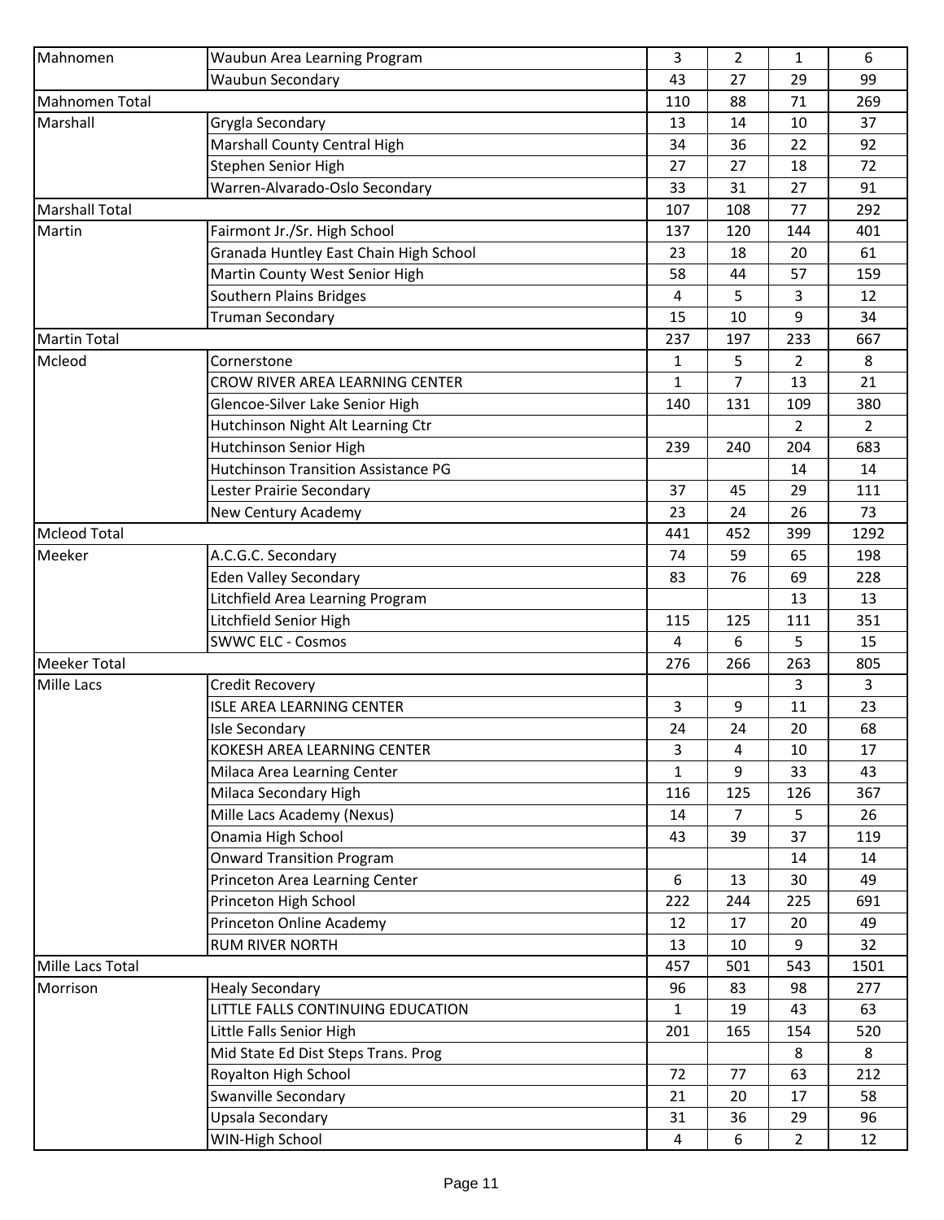| | | | | | |
|---|---|---|---|---|---|
| Mahnomen | Waubun Area Learning Program | 3 | 2 | 1 | 6 |
| | Waubun Secondary | 43 | 27 | 29 | 99 |
| Mahnomen Total | | 110 | 88 | 71 | 269 |
| Marshall | Grygla Secondary | 13 | 14 | 10 | 37 |
| | Marshall County Central High | 34 | 36 | 22 | 92 |
| | Stephen Senior High | 27 | 27 | 18 | 72 |
| | Warren-Alvarado-Oslo Secondary | 33 | 31 | 27 | 91 |
| Marshall Total | | 107 | 108 | 77 | 292 |
| Martin | Fairmont Jr./Sr. High School | 137 | 120 | 144 | 401 |
| | Granada Huntley East Chain High School | 23 | 18 | 20 | 61 |
| | Martin County West Senior High | 58 | 44 | 57 | 159 |
| | Southern Plains Bridges | 4 | 5 | 3 | 12 |
| | Truman Secondary | 15 | 10 | 9 | 34 |
| Martin Total | | 237 | 197 | 233 | 667 |
| Mcleod | Cornerstone | 1 | 5 | 2 | 8 |
| | CROW RIVER AREA LEARNING CENTER | 1 | 7 | 13 | 21 |
| | Glencoe-Silver Lake Senior High | 140 | 131 | 109 | 380 |
| | Hutchinson Night Alt Learning Ctr | | | 2 | 2 |
| | Hutchinson Senior High | 239 | 240 | 204 | 683 |
| | Hutchinson Transition Assistance PG | | | 14 | 14 |
| | Lester Prairie Secondary | 37 | 45 | 29 | 111 |
| | New Century Academy | 23 | 24 | 26 | 73 |
| Mcleod Total | | 441 | 452 | 399 | 1292 |
| Meeker | A.C.G.C. Secondary | 74 | 59 | 65 | 198 |
| | Eden Valley Secondary | 83 | 76 | 69 | 228 |
| | Litchfield Area Learning Program | | | 13 | 13 |
| | Litchfield Senior High | 115 | 125 | 111 | 351 |
| | SWWC ELC - Cosmos | 4 | 6 | 5 | 15 |
| Meeker Total | | 276 | 266 | 263 | 805 |
| Mille Lacs | Credit Recovery | | | 3 | 3 |
| | ISLE AREA LEARNING CENTER | 3 | 9 | 11 | 23 |
| | Isle Secondary | 24 | 24 | 20 | 68 |
| | KOKESH AREA LEARNING CENTER | 3 | 4 | 10 | 17 |
| | Milaca Area Learning Center | 1 | 9 | 33 | 43 |
| | Milaca Secondary High | 116 | 125 | 126 | 367 |
| | Mille Lacs Academy (Nexus) | 14 | 7 | 5 | 26 |
| | Onamia High School | 43 | 39 | 37 | 119 |
| | Onward Transition Program | | | 14 | 14 |
| | Princeton Area Learning Center | 6 | 13 | 30 | 49 |
| | Princeton High School | 222 | 244 | 225 | 691 |
| | Princeton Online Academy | 12 | 17 | 20 | 49 |
| | RUM RIVER NORTH | 13 | 10 | 9 | 32 |
| Mille Lacs Total | | 457 | 501 | 543 | 1501 |
| Morrison | Healy Secondary | 96 | 83 | 98 | 277 |
| | LITTLE FALLS CONTINUING EDUCATION | 1 | 19 | 43 | 63 |
| | Little Falls Senior High | 201 | 165 | 154 | 520 |
| | Mid State Ed Dist Steps Trans. Prog | | | 8 | 8 |
| | Royalton High School | 72 | 77 | 63 | 212 |
| | Swanville Secondary | 21 | 20 | 17 | 58 |
| | Upsala Secondary | 31 | 36 | 29 | 96 |
| | WIN-High School | 4 | 6 | 2 | 12 |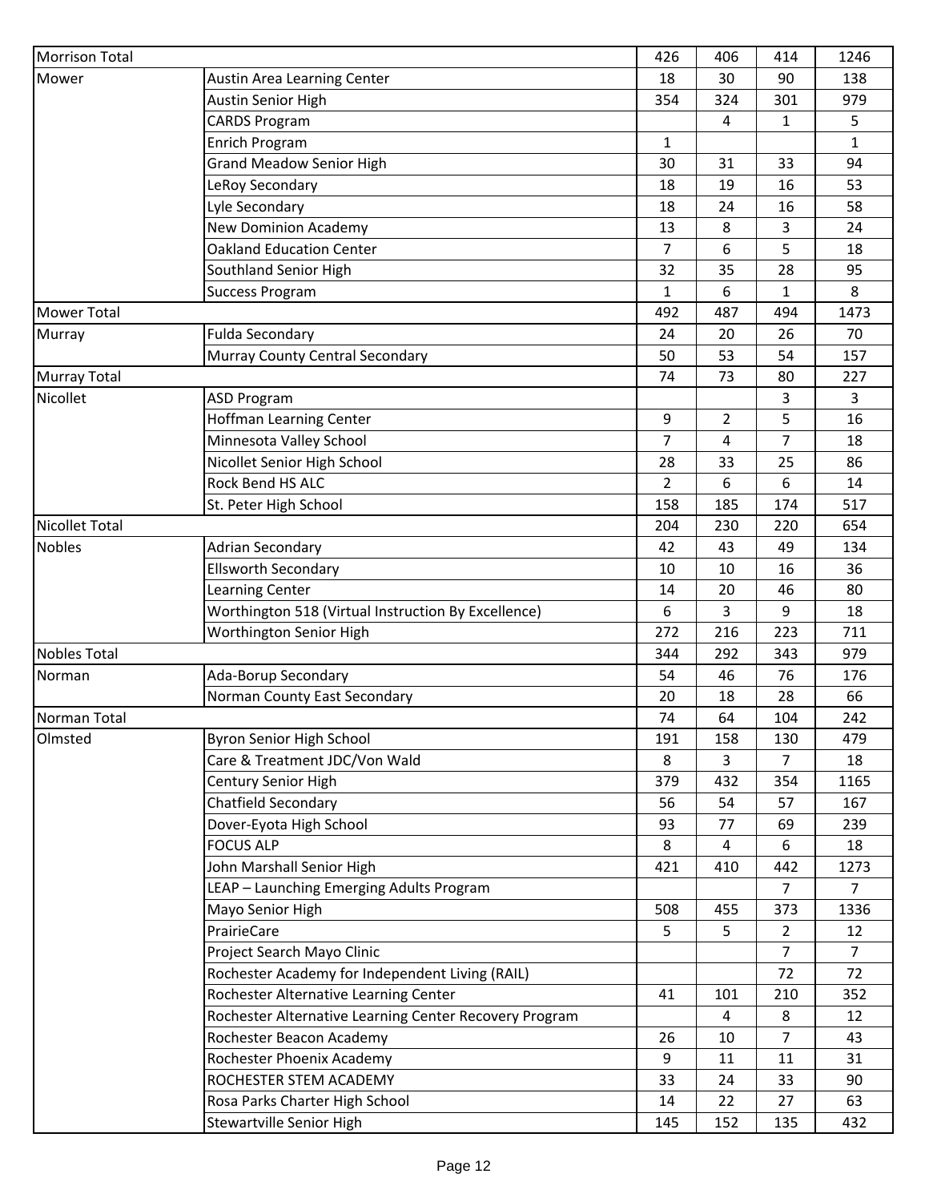| | | | | | |
|---|---|---|---|---|---|
| Morrison Total | | 426 | 406 | 414 | 1246 |
| Mower | Austin Area Learning Center | 18 | 30 | 90 | 138 |
| | Austin Senior High | 354 | 324 | 301 | 979 |
| | CARDS Program | | 4 | 1 | 5 |
| | Enrich Program | 1 | | | 1 |
| | Grand Meadow Senior High | 30 | 31 | 33 | 94 |
| | LeRoy Secondary | 18 | 19 | 16 | 53 |
| | Lyle Secondary | 18 | 24 | 16 | 58 |
| | New Dominion Academy | 13 | 8 | 3 | 24 |
| | Oakland Education Center | 7 | 6 | 5 | 18 |
| | Southland Senior High | 32 | 35 | 28 | 95 |
| | Success Program | 1 | 6 | 1 | 8 |
| Mower Total | | 492 | 487 | 494 | 1473 |
| Murray | Fulda Secondary | 24 | 20 | 26 | 70 |
| | Murray County Central Secondary | 50 | 53 | 54 | 157 |
| Murray Total | | 74 | 73 | 80 | 227 |
| Nicollet | ASD Program | | | 3 | 3 |
| | Hoffman Learning Center | 9 | 2 | 5 | 16 |
| | Minnesota Valley School | 7 | 4 | 7 | 18 |
| | Nicollet Senior High School | 28 | 33 | 25 | 86 |
| | Rock Bend HS ALC | 2 | 6 | 6 | 14 |
| | St. Peter High School | 158 | 185 | 174 | 517 |
| Nicollet Total | | 204 | 230 | 220 | 654 |
| Nobles | Adrian Secondary | 42 | 43 | 49 | 134 |
| | Ellsworth Secondary | 10 | 10 | 16 | 36 |
| | Learning Center | 14 | 20 | 46 | 80 |
| | Worthington 518 (Virtual Instruction By Excellence) | 6 | 3 | 9 | 18 |
| | Worthington Senior High | 272 | 216 | 223 | 711 |
| Nobles Total | | 344 | 292 | 343 | 979 |
| Norman | Ada-Borup Secondary | 54 | 46 | 76 | 176 |
| | Norman County East Secondary | 20 | 18 | 28 | 66 |
| Norman Total | | 74 | 64 | 104 | 242 |
| Olmsted | Byron Senior High School | 191 | 158 | 130 | 479 |
| | Care & Treatment JDC/Von Wald | 8 | 3 | 7 | 18 |
| | Century Senior High | 379 | 432 | 354 | 1165 |
| | Chatfield Secondary | 56 | 54 | 57 | 167 |
| | Dover-Eyota High School | 93 | 77 | 69 | 239 |
| | FOCUS ALP | 8 | 4 | 6 | 18 |
| | John Marshall Senior High | 421 | 410 | 442 | 1273 |
| | LEAP – Launching Emerging Adults Program | | | 7 | 7 |
| | Mayo Senior High | 508 | 455 | 373 | 1336 |
| | PrairieCare | 5 | 5 | 2 | 12 |
| | Project Search Mayo Clinic | | | 7 | 7 |
| | Rochester Academy for Independent Living (RAIL) | | | 72 | 72 |
| | Rochester Alternative Learning Center | 41 | 101 | 210 | 352 |
| | Rochester Alternative Learning Center Recovery Program | | 4 | 8 | 12 |
| | Rochester Beacon Academy | 26 | 10 | 7 | 43 |
| | Rochester Phoenix Academy | 9 | 11 | 11 | 31 |
| | ROCHESTER STEM ACADEMY | 33 | 24 | 33 | 90 |
| | Rosa Parks Charter High School | 14 | 22 | 27 | 63 |
| | Stewartville Senior High | 145 | 152 | 135 | 432 |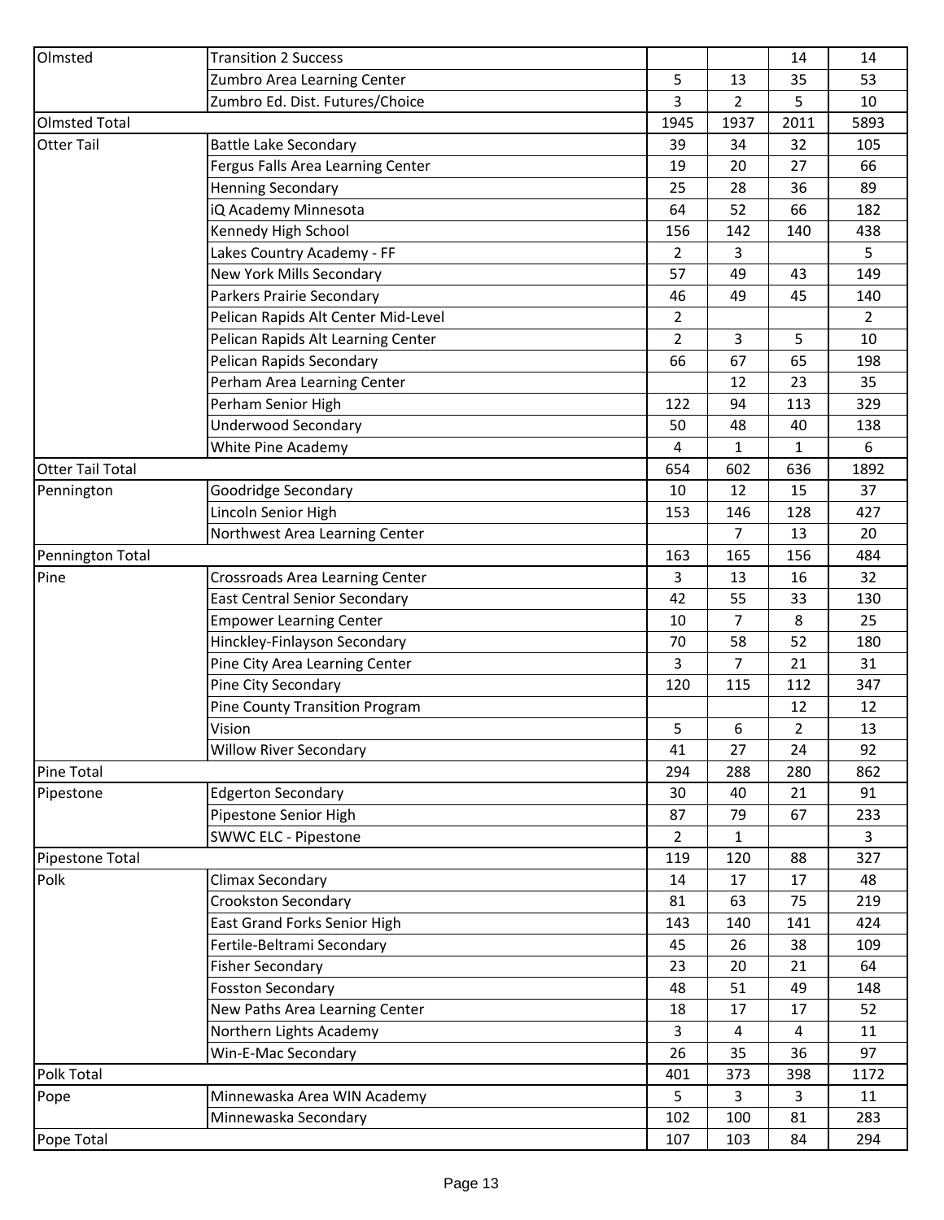| | | | | | |
|---|---|---|---|---|---|
| Olmsted | Transition 2 Success | | | 14 | 14 |
| | Zumbro Area Learning Center | 5 | 13 | 35 | 53 |
| | Zumbro Ed. Dist. Futures/Choice | 3 | 2 | 5 | 10 |
| Olmsted Total | | 1945 | 1937 | 2011 | 5893 |
| Otter Tail | Battle Lake Secondary | 39 | 34 | 32 | 105 |
| | Fergus Falls Area Learning Center | 19 | 20 | 27 | 66 |
| | Henning Secondary | 25 | 28 | 36 | 89 |
| | iQ Academy Minnesota | 64 | 52 | 66 | 182 |
| | Kennedy High School | 156 | 142 | 140 | 438 |
| | Lakes Country Academy - FF | 2 | 3 | | 5 |
| | New York Mills Secondary | 57 | 49 | 43 | 149 |
| | Parkers Prairie Secondary | 46 | 49 | 45 | 140 |
| | Pelican Rapids Alt Center Mid-Level | 2 | | | 2 |
| | Pelican Rapids Alt Learning Center | 2 | 3 | 5 | 10 |
| | Pelican Rapids Secondary | 66 | 67 | 65 | 198 |
| | Perham Area Learning Center | | 12 | 23 | 35 |
| | Perham Senior High | 122 | 94 | 113 | 329 |
| | Underwood Secondary | 50 | 48 | 40 | 138 |
| | White Pine Academy | 4 | 1 | 1 | 6 |
| Otter Tail Total | | 654 | 602 | 636 | 1892 |
| Pennington | Goodridge Secondary | 10 | 12 | 15 | 37 |
| | Lincoln Senior High | 153 | 146 | 128 | 427 |
| | Northwest Area Learning Center | | 7 | 13 | 20 |
| Pennington Total | | 163 | 165 | 156 | 484 |
| Pine | Crossroads Area Learning Center | 3 | 13 | 16 | 32 |
| | East Central Senior Secondary | 42 | 55 | 33 | 130 |
| | Empower Learning Center | 10 | 7 | 8 | 25 |
| | Hinckley-Finlayson Secondary | 70 | 58 | 52 | 180 |
| | Pine City Area Learning Center | 3 | 7 | 21 | 31 |
| | Pine City Secondary | 120 | 115 | 112 | 347 |
| | Pine County Transition Program | | | 12 | 12 |
| | Vision | 5 | 6 | 2 | 13 |
| | Willow River Secondary | 41 | 27 | 24 | 92 |
| Pine Total | | 294 | 288 | 280 | 862 |
| Pipestone | Edgerton Secondary | 30 | 40 | 21 | 91 |
| | Pipestone Senior High | 87 | 79 | 67 | 233 |
| | SWWC ELC - Pipestone | 2 | 1 | | 3 |
| Pipestone Total | | 119 | 120 | 88 | 327 |
| Polk | Climax Secondary | 14 | 17 | 17 | 48 |
| | Crookston Secondary | 81 | 63 | 75 | 219 |
| | East Grand Forks Senior High | 143 | 140 | 141 | 424 |
| | Fertile-Beltrami Secondary | 45 | 26 | 38 | 109 |
| | Fisher Secondary | 23 | 20 | 21 | 64 |
| | Fosston Secondary | 48 | 51 | 49 | 148 |
| | New Paths Area Learning Center | 18 | 17 | 17 | 52 |
| | Northern Lights Academy | 3 | 4 | 4 | 11 |
| | Win-E-Mac Secondary | 26 | 35 | 36 | 97 |
| Polk Total | | 401 | 373 | 398 | 1172 |
| Pope | Minnewaska Area WIN Academy | 5 | 3 | 3 | 11 |
| | Minnewaska Secondary | 102 | 100 | 81 | 283 |
| Pope Total | | 107 | 103 | 84 | 294 |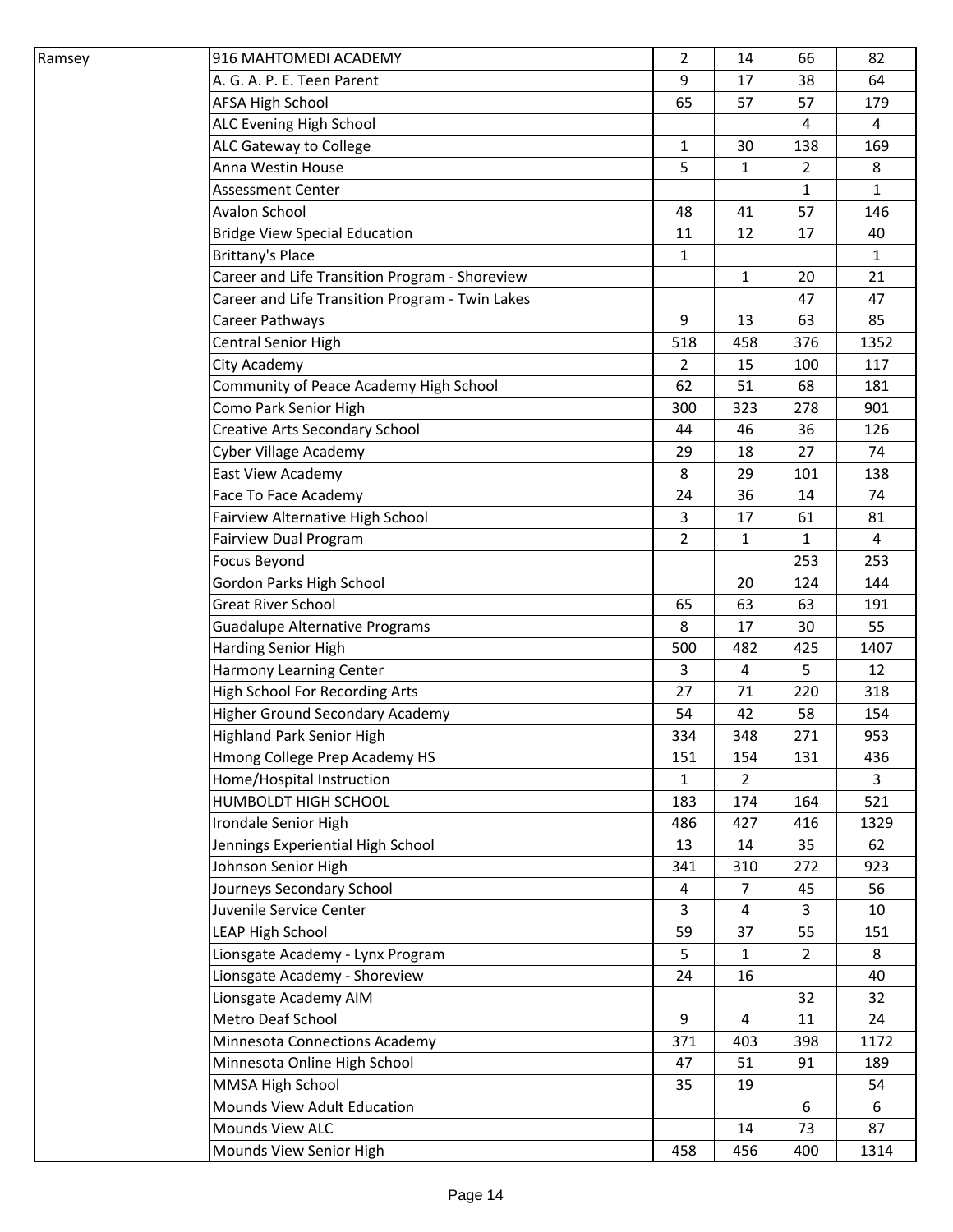| | | | | | |
|---|---|---|---|---|---|
| Ramsey | 916 MAHTOMEDI ACADEMY | 2 | 14 | 66 | 82 |
| | A. G. A. P. E. Teen Parent | 9 | 17 | 38 | 64 |
| | AFSA High School | 65 | 57 | 57 | 179 |
| | ALC Evening High School | | | 4 | 4 |
| | ALC Gateway to College | 1 | 30 | 138 | 169 |
| | Anna Westin House | 5 | 1 | 2 | 8 |
| | Assessment Center | | | 1 | 1 |
| | Avalon School | 48 | 41 | 57 | 146 |
| | Bridge View Special Education | 11 | 12 | 17 | 40 |
| | Brittany's Place | 1 | | | 1 |
| | Career and Life Transition Program - Shoreview | | 1 | 20 | 21 |
| | Career and Life Transition Program - Twin Lakes | | | 47 | 47 |
| | Career Pathways | 9 | 13 | 63 | 85 |
| | Central Senior High | 518 | 458 | 376 | 1352 |
| | City Academy | 2 | 15 | 100 | 117 |
| | Community of Peace Academy High School | 62 | 51 | 68 | 181 |
| | Como Park Senior High | 300 | 323 | 278 | 901 |
| | Creative Arts Secondary School | 44 | 46 | 36 | 126 |
| | Cyber Village Academy | 29 | 18 | 27 | 74 |
| | East View Academy | 8 | 29 | 101 | 138 |
| | Face To Face Academy | 24 | 36 | 14 | 74 |
| | Fairview Alternative High School | 3 | 17 | 61 | 81 |
| | Fairview Dual Program | 2 | 1 | 1 | 4 |
| | Focus Beyond | | | 253 | 253 |
| | Gordon Parks High School | | 20 | 124 | 144 |
| | Great River School | 65 | 63 | 63 | 191 |
| | Guadalupe Alternative Programs | 8 | 17 | 30 | 55 |
| | Harding Senior High | 500 | 482 | 425 | 1407 |
| | Harmony Learning Center | 3 | 4 | 5 | 12 |
| | High School For Recording Arts | 27 | 71 | 220 | 318 |
| | Higher Ground Secondary Academy | 54 | 42 | 58 | 154 |
| | Highland Park Senior High | 334 | 348 | 271 | 953 |
| | Hmong College Prep Academy HS | 151 | 154 | 131 | 436 |
| | Home/Hospital Instruction | 1 | 2 | | 3 |
| | HUMBOLDT HIGH SCHOOL | 183 | 174 | 164 | 521 |
| | Irondale Senior High | 486 | 427 | 416 | 1329 |
| | Jennings Experiential High School | 13 | 14 | 35 | 62 |
| | Johnson Senior High | 341 | 310 | 272 | 923 |
| | Journeys Secondary School | 4 | 7 | 45 | 56 |
| | Juvenile Service Center | 3 | 4 | 3 | 10 |
| | LEAP High School | 59 | 37 | 55 | 151 |
| | Lionsgate Academy - Lynx Program | 5 | 1 | 2 | 8 |
| | Lionsgate Academy - Shoreview | 24 | 16 | | 40 |
| | Lionsgate Academy AIM | | | 32 | 32 |
| | Metro Deaf School | 9 | 4 | 11 | 24 |
| | Minnesota Connections Academy | 371 | 403 | 398 | 1172 |
| | Minnesota Online High School | 47 | 51 | 91 | 189 |
| | MMSA High School | 35 | 19 | | 54 |
| | Mounds View Adult Education | | | 6 | 6 |
| | Mounds View ALC | | 14 | 73 | 87 |
| | Mounds View Senior High | 458 | 456 | 400 | 1314 |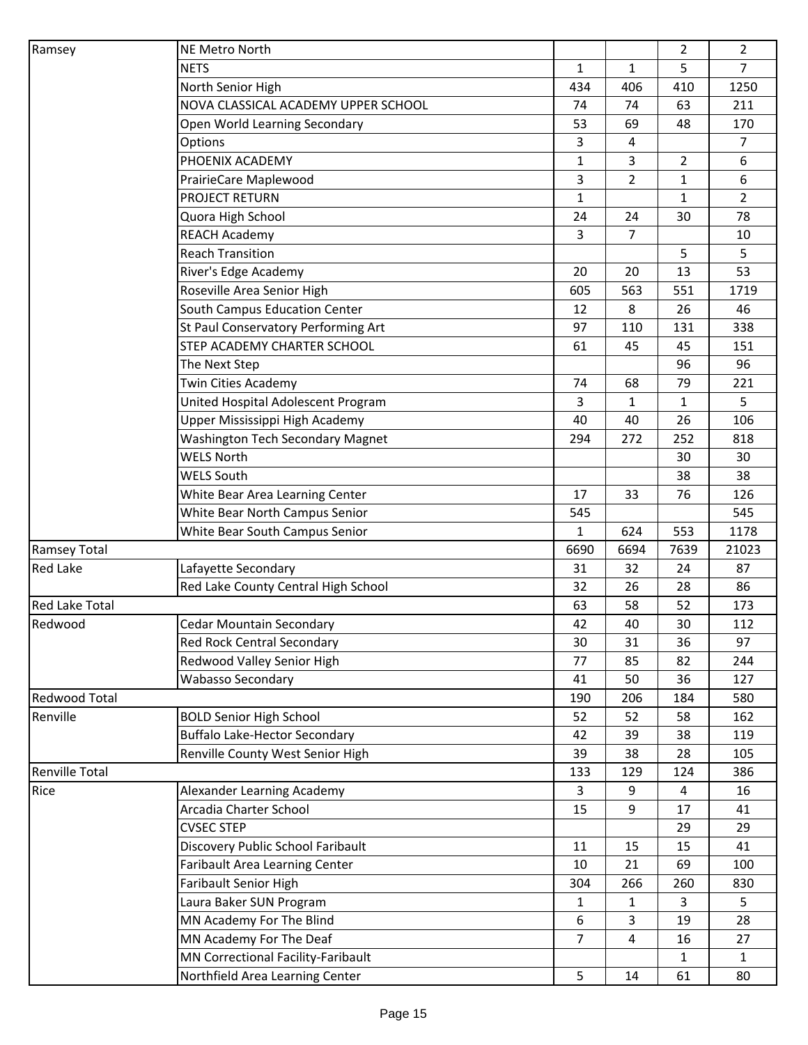| | | | | | |
|---|---|---|---|---|---|
| Ramsey | NE Metro North | | | 2 | 2 |
| | NETS | 1 | 1 | 5 | 7 |
| | North Senior High | 434 | 406 | 410 | 1250 |
| | NOVA CLASSICAL ACADEMY UPPER SCHOOL | 74 | 74 | 63 | 211 |
| | Open World Learning Secondary | 53 | 69 | 48 | 170 |
| | Options | 3 | 4 | | 7 |
| | PHOENIX ACADEMY | 1 | 3 | 2 | 6 |
| | PrairieCare Maplewood | 3 | 2 | 1 | 6 |
| | PROJECT RETURN | 1 | | 1 | 2 |
| | Quora High School | 24 | 24 | 30 | 78 |
| | REACH Academy | 3 | 7 | | 10 |
| | Reach Transition | | | 5 | 5 |
| | River's Edge Academy | 20 | 20 | 13 | 53 |
| | Roseville Area Senior High | 605 | 563 | 551 | 1719 |
| | South Campus Education Center | 12 | 8 | 26 | 46 |
| | St Paul Conservatory Performing Art | 97 | 110 | 131 | 338 |
| | STEP ACADEMY CHARTER SCHOOL | 61 | 45 | 45 | 151 |
| | The Next Step | | | 96 | 96 |
| | Twin Cities Academy | 74 | 68 | 79 | 221 |
| | United Hospital Adolescent Program | 3 | 1 | 1 | 5 |
| | Upper Mississippi High Academy | 40 | 40 | 26 | 106 |
| | Washington Tech Secondary Magnet | 294 | 272 | 252 | 818 |
| | WELS North | | | 30 | 30 |
| | WELS South | | | 38 | 38 |
| | White Bear Area Learning Center | 17 | 33 | 76 | 126 |
| | White Bear North Campus Senior | 545 | | | 545 |
| | White Bear South Campus Senior | 1 | 624 | 553 | 1178 |
| Ramsey Total | | 6690 | 6694 | 7639 | 21023 |
| Red Lake | Lafayette Secondary | 31 | 32 | 24 | 87 |
| | Red Lake County Central High School | 32 | 26 | 28 | 86 |
| Red Lake Total | | 63 | 58 | 52 | 173 |
| Redwood | Cedar Mountain Secondary | 42 | 40 | 30 | 112 |
| | Red Rock Central Secondary | 30 | 31 | 36 | 97 |
| | Redwood Valley Senior High | 77 | 85 | 82 | 244 |
| | Wabasso Secondary | 41 | 50 | 36 | 127 |
| Redwood Total | | 190 | 206 | 184 | 580 |
| Renville | BOLD Senior High School | 52 | 52 | 58 | 162 |
| | Buffalo Lake-Hector Secondary | 42 | 39 | 38 | 119 |
| | Renville County West Senior High | 39 | 38 | 28 | 105 |
| Renville Total | | 133 | 129 | 124 | 386 |
| Rice | Alexander Learning Academy | 3 | 9 | 4 | 16 |
| | Arcadia Charter School | 15 | 9 | 17 | 41 |
| | CVSEC STEP | | | 29 | 29 |
| | Discovery Public School Faribault | 11 | 15 | 15 | 41 |
| | Faribault Area Learning Center | 10 | 21 | 69 | 100 |
| | Faribault Senior High | 304 | 266 | 260 | 830 |
| | Laura Baker SUN Program | 1 | 1 | 3 | 5 |
| | MN Academy For The Blind | 6 | 3 | 19 | 28 |
| | MN Academy For The Deaf | 7 | 4 | 16 | 27 |
| | MN Correctional Facility-Faribault | | | 1 | 1 |
| | Northfield Area Learning Center | 5 | 14 | 61 | 80 |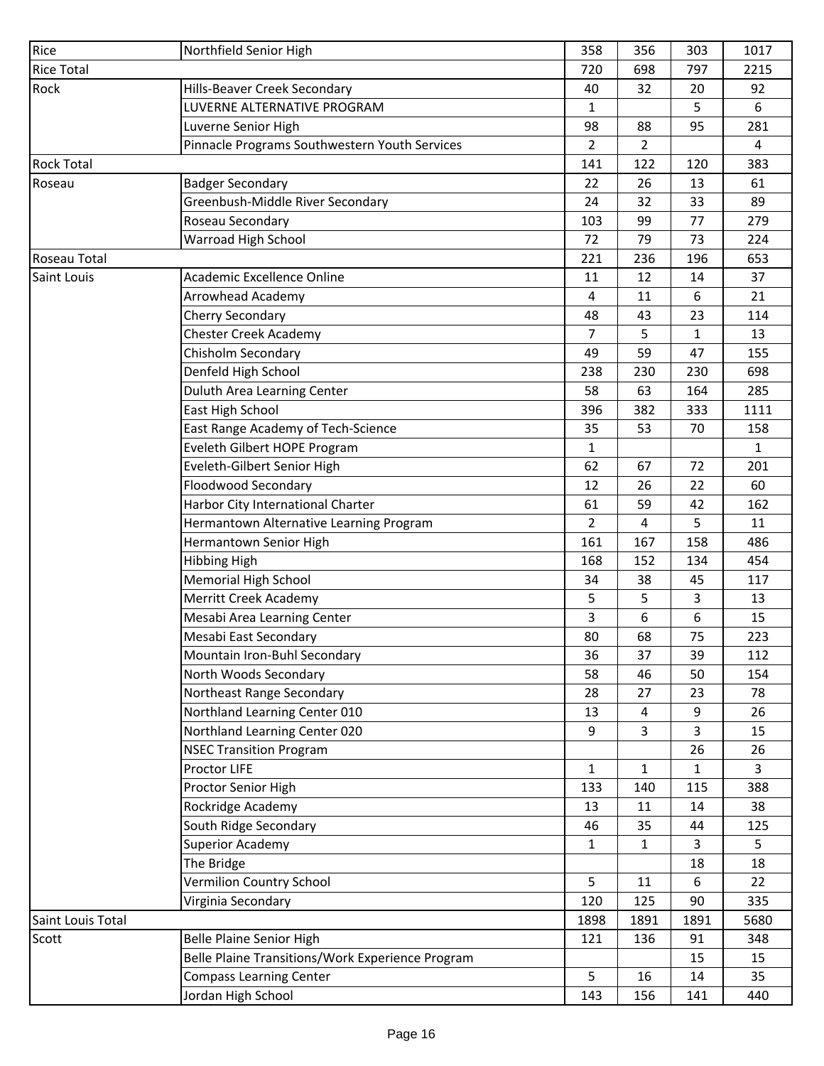| | | | | | |
|---|---|---|---|---|---|
| Rice | Northfield Senior High | 358 | 356 | 303 | 1017 |
| Rice Total | | 720 | 698 | 797 | 2215 |
| Rock | Hills-Beaver Creek Secondary | 40 | 32 | 20 | 92 |
| | LUVERNE ALTERNATIVE PROGRAM | 1 | | 5 | 6 |
| | Luverne Senior High | 98 | 88 | 95 | 281 |
| | Pinnacle Programs Southwestern Youth Services | 2 | 2 | | 4 |
| Rock Total | | 141 | 122 | 120 | 383 |
| Roseau | Badger Secondary | 22 | 26 | 13 | 61 |
| | Greenbush-Middle River Secondary | 24 | 32 | 33 | 89 |
| | Roseau Secondary | 103 | 99 | 77 | 279 |
| | Warroad High School | 72 | 79 | 73 | 224 |
| Roseau Total | | 221 | 236 | 196 | 653 |
| Saint Louis | Academic Excellence Online | 11 | 12 | 14 | 37 |
| | Arrowhead Academy | 4 | 11 | 6 | 21 |
| | Cherry Secondary | 48 | 43 | 23 | 114 |
| | Chester Creek Academy | 7 | 5 | 1 | 13 |
| | Chisholm Secondary | 49 | 59 | 47 | 155 |
| | Denfeld High School | 238 | 230 | 230 | 698 |
| | Duluth Area Learning Center | 58 | 63 | 164 | 285 |
| | East High School | 396 | 382 | 333 | 1111 |
| | East Range Academy of Tech-Science | 35 | 53 | 70 | 158 |
| | Eveleth Gilbert HOPE Program | 1 | | | 1 |
| | Eveleth-Gilbert Senior High | 62 | 67 | 72 | 201 |
| | Floodwood Secondary | 12 | 26 | 22 | 60 |
| | Harbor City International Charter | 61 | 59 | 42 | 162 |
| | Hermantown Alternative Learning Program | 2 | 4 | 5 | 11 |
| | Hermantown Senior High | 161 | 167 | 158 | 486 |
| | Hibbing High | 168 | 152 | 134 | 454 |
| | Memorial High School | 34 | 38 | 45 | 117 |
| | Merritt Creek Academy | 5 | 5 | 3 | 13 |
| | Mesabi Area Learning Center | 3 | 6 | 6 | 15 |
| | Mesabi East Secondary | 80 | 68 | 75 | 223 |
| | Mountain Iron-Buhl Secondary | 36 | 37 | 39 | 112 |
| | North Woods Secondary | 58 | 46 | 50 | 154 |
| | Northeast Range Secondary | 28 | 27 | 23 | 78 |
| | Northland Learning Center 010 | 13 | 4 | 9 | 26 |
| | Northland Learning Center 020 | 9 | 3 | 3 | 15 |
| | NSEC Transition Program | | | 26 | 26 |
| | Proctor LIFE | 1 | 1 | 1 | 3 |
| | Proctor Senior High | 133 | 140 | 115 | 388 |
| | Rockridge Academy | 13 | 11 | 14 | 38 |
| | South Ridge Secondary | 46 | 35 | 44 | 125 |
| | Superior Academy | 1 | 1 | 3 | 5 |
| | The Bridge | | | 18 | 18 |
| | Vermilion Country School | 5 | 11 | 6 | 22 |
| | Virginia Secondary | 120 | 125 | 90 | 335 |
| Saint Louis Total | | 1898 | 1891 | 1891 | 5680 |
| Scott | Belle Plaine Senior High | 121 | 136 | 91 | 348 |
| | Belle Plaine Transitions/Work Experience Program | | | 15 | 15 |
| | Compass Learning Center | 5 | 16 | 14 | 35 |
| | Jordan High School | 143 | 156 | 141 | 440 |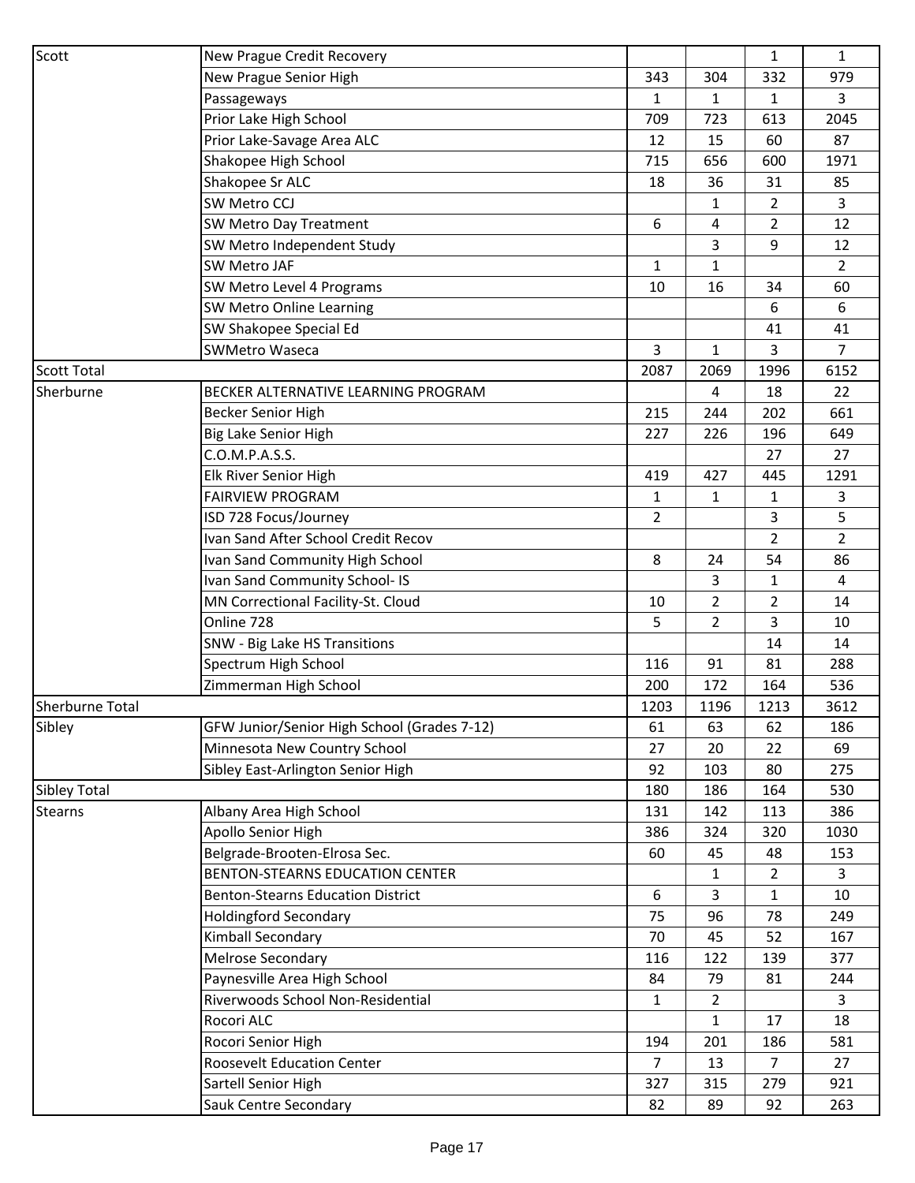| | | | | | |
|---|---|---|---|---|---|
| Scott | New Prague Credit Recovery | | | 1 | 1 |
| | New Prague Senior High | 343 | 304 | 332 | 979 |
| | Passageways | 1 | 1 | 1 | 3 |
| | Prior Lake High School | 709 | 723 | 613 | 2045 |
| | Prior Lake-Savage Area ALC | 12 | 15 | 60 | 87 |
| | Shakopee High School | 715 | 656 | 600 | 1971 |
| | Shakopee Sr ALC | 18 | 36 | 31 | 85 |
| | SW Metro CCJ | | 1 | 2 | 3 |
| | SW Metro Day Treatment | 6 | 4 | 2 | 12 |
| | SW Metro Independent Study | | 3 | 9 | 12 |
| | SW Metro JAF | 1 | 1 | | 2 |
| | SW Metro Level 4 Programs | 10 | 16 | 34 | 60 |
| | SW Metro Online Learning | | | 6 | 6 |
| | SW Shakopee Special Ed | | | 41 | 41 |
| | SWMetro Waseca | 3 | 1 | 3 | 7 |
| Scott Total | | 2087 | 2069 | 1996 | 6152 |
| Sherburne | BECKER ALTERNATIVE LEARNING PROGRAM | | 4 | 18 | 22 |
| | Becker Senior High | 215 | 244 | 202 | 661 |
| | Big Lake Senior High | 227 | 226 | 196 | 649 |
| | C.O.M.P.A.S.S. | | | 27 | 27 |
| | Elk River Senior High | 419 | 427 | 445 | 1291 |
| | FAIRVIEW PROGRAM | 1 | 1 | 1 | 3 |
| | ISD 728 Focus/Journey | 2 | | 3 | 5 |
| | Ivan Sand After School Credit Recov | | | 2 | 2 |
| | Ivan Sand Community High School | 8 | 24 | 54 | 86 |
| | Ivan Sand Community School- IS | | 3 | 1 | 4 |
| | MN Correctional Facility-St. Cloud | 10 | 2 | 2 | 14 |
| | Online 728 | 5 | 2 | 3 | 10 |
| | SNW - Big Lake HS Transitions | | | 14 | 14 |
| | Spectrum High School | 116 | 91 | 81 | 288 |
| | Zimmerman High School | 200 | 172 | 164 | 536 |
| Sherburne Total | | 1203 | 1196 | 1213 | 3612 |
| Sibley | GFW Junior/Senior High School (Grades 7-12) | 61 | 63 | 62 | 186 |
| | Minnesota New Country School | 27 | 20 | 22 | 69 |
| | Sibley East-Arlington Senior High | 92 | 103 | 80 | 275 |
| Sibley Total | | 180 | 186 | 164 | 530 |
| Stearns | Albany Area High School | 131 | 142 | 113 | 386 |
| | Apollo Senior High | 386 | 324 | 320 | 1030 |
| | Belgrade-Brooten-Elrosa Sec. | 60 | 45 | 48 | 153 |
| | BENTON-STEARNS EDUCATION CENTER | | 1 | 2 | 3 |
| | Benton-Stearns Education District | 6 | 3 | 1 | 10 |
| | Holdingford Secondary | 75 | 96 | 78 | 249 |
| | Kimball Secondary | 70 | 45 | 52 | 167 |
| | Melrose Secondary | 116 | 122 | 139 | 377 |
| | Paynesville Area High School | 84 | 79 | 81 | 244 |
| | Riverwoods School Non-Residential | 1 | 2 | | 3 |
| | Rocori ALC | | 1 | 17 | 18 |
| | Rocori Senior High | 194 | 201 | 186 | 581 |
| | Roosevelt Education Center | 7 | 13 | 7 | 27 |
| | Sartell Senior High | 327 | 315 | 279 | 921 |
| | Sauk Centre Secondary | 82 | 89 | 92 | 263 |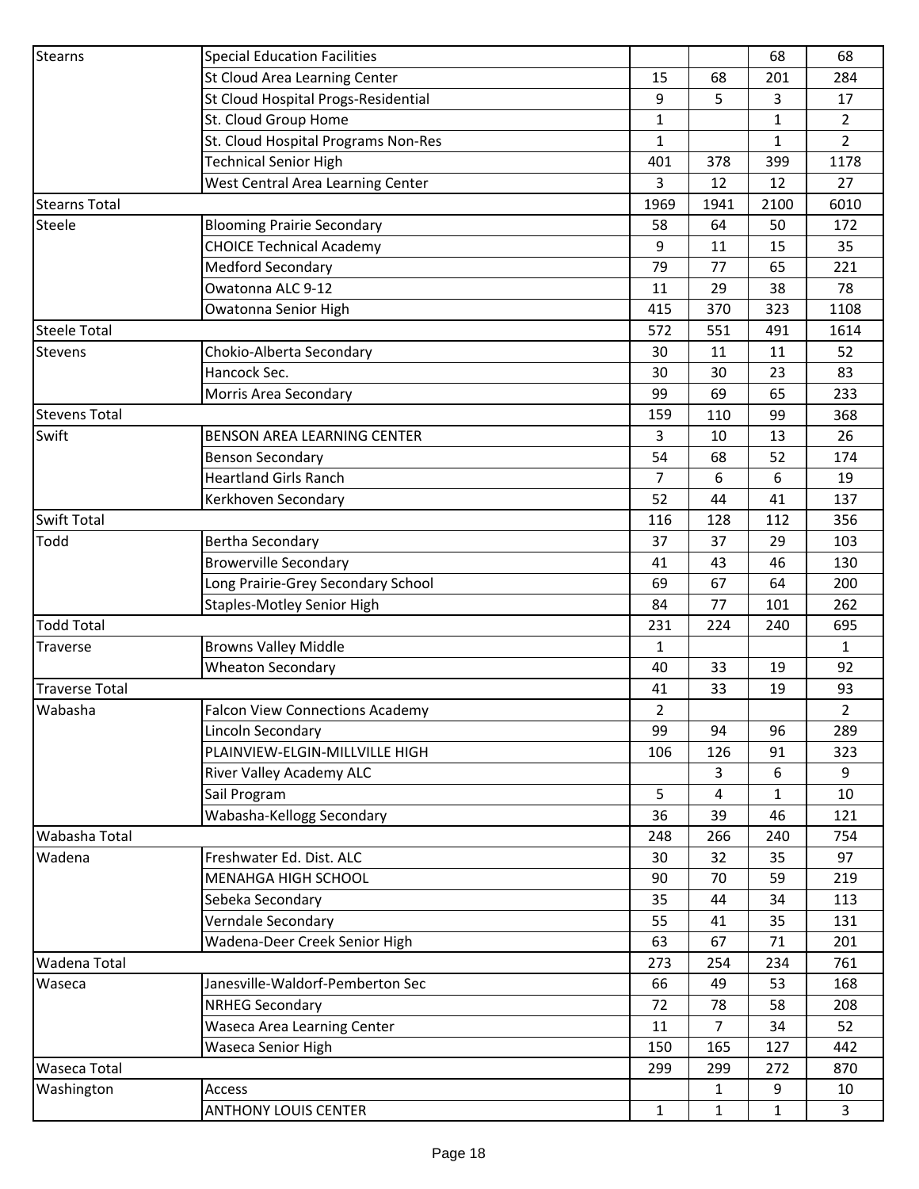| | | | | | |
|---|---|---|---|---|---|
| Stearns | Special Education Facilities | | | 68 | 68 |
| | St Cloud Area Learning Center | 15 | 68 | 201 | 284 |
| | St Cloud Hospital Progs-Residential | 9 | 5 | 3 | 17 |
| | St. Cloud Group Home | 1 | | 1 | 2 |
| | St. Cloud Hospital Programs Non-Res | 1 | | 1 | 2 |
| | Technical Senior High | 401 | 378 | 399 | 1178 |
| | West Central Area Learning Center | 3 | 12 | 12 | 27 |
| Stearns Total | | 1969 | 1941 | 2100 | 6010 |
| Steele | Blooming Prairie Secondary | 58 | 64 | 50 | 172 |
| | CHOICE Technical Academy | 9 | 11 | 15 | 35 |
| | Medford Secondary | 79 | 77 | 65 | 221 |
| | Owatonna ALC 9-12 | 11 | 29 | 38 | 78 |
| | Owatonna Senior High | 415 | 370 | 323 | 1108 |
| Steele Total | | 572 | 551 | 491 | 1614 |
| Stevens | Chokio-Alberta Secondary | 30 | 11 | 11 | 52 |
| | Hancock Sec. | 30 | 30 | 23 | 83 |
| | Morris Area Secondary | 99 | 69 | 65 | 233 |
| Stevens Total | | 159 | 110 | 99 | 368 |
| Swift | BENSON AREA LEARNING CENTER | 3 | 10 | 13 | 26 |
| | Benson Secondary | 54 | 68 | 52 | 174 |
| | Heartland Girls Ranch | 7 | 6 | 6 | 19 |
| | Kerkhoven Secondary | 52 | 44 | 41 | 137 |
| Swift Total | | 116 | 128 | 112 | 356 |
| Todd | Bertha Secondary | 37 | 37 | 29 | 103 |
| | Browerville Secondary | 41 | 43 | 46 | 130 |
| | Long Prairie-Grey Secondary School | 69 | 67 | 64 | 200 |
| | Staples-Motley Senior High | 84 | 77 | 101 | 262 |
| Todd Total | | 231 | 224 | 240 | 695 |
| Traverse | Browns Valley Middle | 1 | | | 1 |
| | Wheaton Secondary | 40 | 33 | 19 | 92 |
| Traverse Total | | 41 | 33 | 19 | 93 |
| Wabasha | Falcon View Connections Academy | 2 | | | 2 |
| | Lincoln Secondary | 99 | 94 | 96 | 289 |
| | PLAINVIEW-ELGIN-MILLVILLE HIGH | 106 | 126 | 91 | 323 |
| | River Valley Academy ALC | | 3 | 6 | 9 |
| | Sail Program | 5 | 4 | 1 | 10 |
| | Wabasha-Kellogg Secondary | 36 | 39 | 46 | 121 |
| Wabasha Total | | 248 | 266 | 240 | 754 |
| Wadena | Freshwater Ed. Dist. ALC | 30 | 32 | 35 | 97 |
| | MENAHGA HIGH SCHOOL | 90 | 70 | 59 | 219 |
| | Sebeka Secondary | 35 | 44 | 34 | 113 |
| | Verndale Secondary | 55 | 41 | 35 | 131 |
| | Wadena-Deer Creek Senior High | 63 | 67 | 71 | 201 |
| Wadena Total | | 273 | 254 | 234 | 761 |
| Waseca | Janesville-Waldorf-Pemberton Sec | 66 | 49 | 53 | 168 |
| | NRHEG Secondary | 72 | 78 | 58 | 208 |
| | Waseca Area Learning Center | 11 | 7 | 34 | 52 |
| | Waseca Senior High | 150 | 165 | 127 | 442 |
| Waseca Total | | 299 | 299 | 272 | 870 |
| Washington | Access | | 1 | 9 | 10 |
| | ANTHONY LOUIS CENTER | 1 | 1 | 1 | 3 |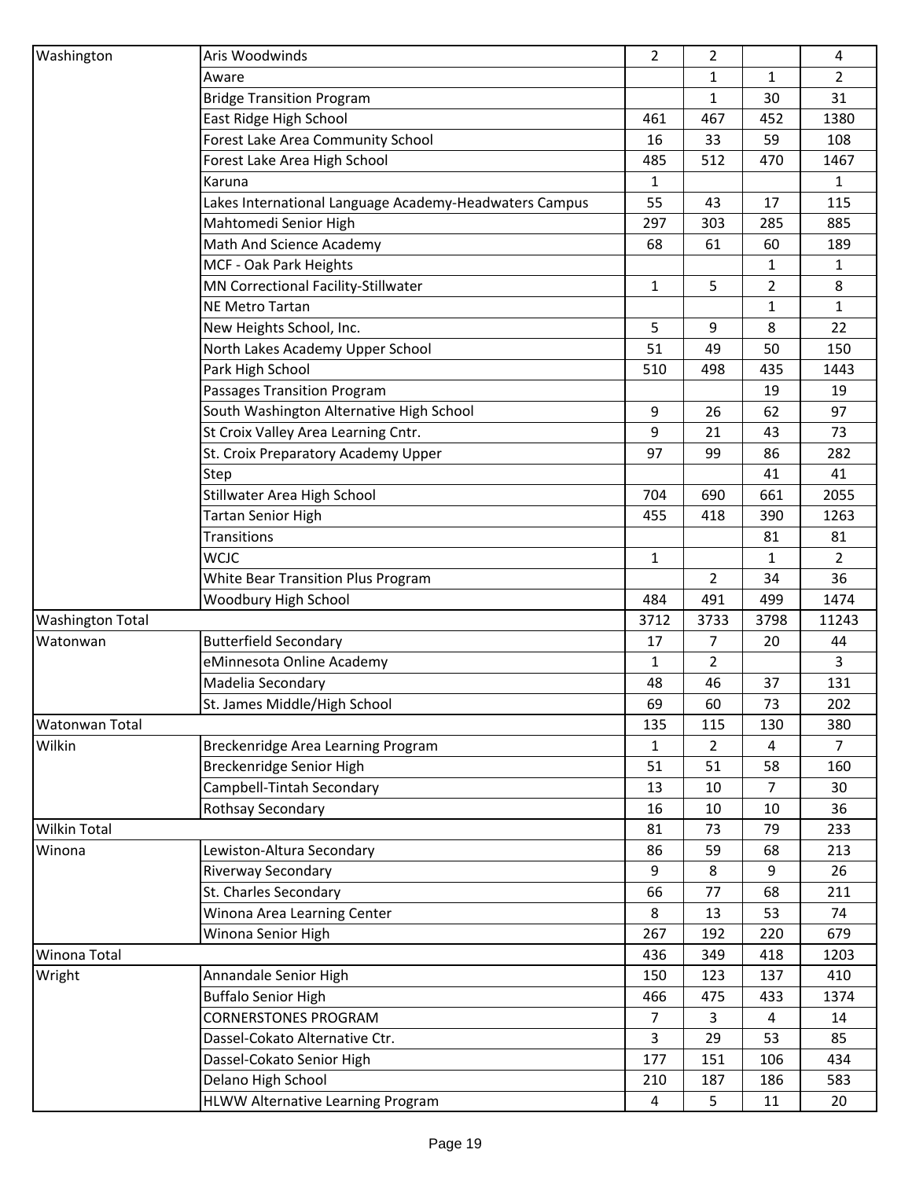| | | | | | |
|---|---|---|---|---|---|
| Washington | Aris Woodwinds | 2 | 2 | | 4 |
| | Aware | | 1 | 1 | 2 |
| | Bridge Transition Program | | 1 | 30 | 31 |
| | East Ridge High School | 461 | 467 | 452 | 1380 |
| | Forest Lake Area Community School | 16 | 33 | 59 | 108 |
| | Forest Lake Area High School | 485 | 512 | 470 | 1467 |
| | Karuna | 1 | | | 1 |
| | Lakes International Language Academy-Headwaters Campus | 55 | 43 | 17 | 115 |
| | Mahtomedi Senior High | 297 | 303 | 285 | 885 |
| | Math And Science Academy | 68 | 61 | 60 | 189 |
| | MCF - Oak Park Heights | | | 1 | 1 |
| | MN Correctional Facility-Stillwater | 1 | 5 | 2 | 8 |
| | NE Metro Tartan | | | 1 | 1 |
| | New Heights School, Inc. | 5 | 9 | 8 | 22 |
| | North Lakes Academy Upper School | 51 | 49 | 50 | 150 |
| | Park High School | 510 | 498 | 435 | 1443 |
| | Passages Transition Program | | | 19 | 19 |
| | South Washington Alternative High School | 9 | 26 | 62 | 97 |
| | St Croix Valley Area Learning Cntr. | 9 | 21 | 43 | 73 |
| | St. Croix Preparatory Academy Upper | 97 | 99 | 86 | 282 |
| | Step | | | 41 | 41 |
| | Stillwater Area High School | 704 | 690 | 661 | 2055 |
| | Tartan Senior High | 455 | 418 | 390 | 1263 |
| | Transitions | | | 81 | 81 |
| | WCJC | 1 | | 1 | 2 |
| | White Bear Transition Plus Program | | 2 | 34 | 36 |
| | Woodbury High School | 484 | 491 | 499 | 1474 |
| Washington Total | | 3712 | 3733 | 3798 | 11243 |
| Watonwan | Butterfield Secondary | 17 | 7 | 20 | 44 |
| | eMinnesota Online Academy | 1 | 2 | | 3 |
| | Madelia Secondary | 48 | 46 | 37 | 131 |
| | St. James Middle/High School | 69 | 60 | 73 | 202 |
| Watonwan Total | | 135 | 115 | 130 | 380 |
| Wilkin | Breckenridge Area Learning Program | 1 | 2 | 4 | 7 |
| | Breckenridge Senior High | 51 | 51 | 58 | 160 |
| | Campbell-Tintah Secondary | 13 | 10 | 7 | 30 |
| | Rothsay Secondary | 16 | 10 | 10 | 36 |
| Wilkin Total | | 81 | 73 | 79 | 233 |
| Winona | Lewiston-Altura Secondary | 86 | 59 | 68 | 213 |
| | Riverway Secondary | 9 | 8 | 9 | 26 |
| | St. Charles Secondary | 66 | 77 | 68 | 211 |
| | Winona Area Learning Center | 8 | 13 | 53 | 74 |
| | Winona Senior High | 267 | 192 | 220 | 679 |
| Winona Total | | 436 | 349 | 418 | 1203 |
| Wright | Annandale Senior High | 150 | 123 | 137 | 410 |
| | Buffalo Senior High | 466 | 475 | 433 | 1374 |
| | CORNERSTONES PROGRAM | 7 | 3 | 4 | 14 |
| | Dassel-Cokato Alternative Ctr. | 3 | 29 | 53 | 85 |
| | Dassel-Cokato Senior High | 177 | 151 | 106 | 434 |
| | Delano High School | 210 | 187 | 186 | 583 |
| | HLWW Alternative Learning Program | 4 | 5 | 11 | 20 |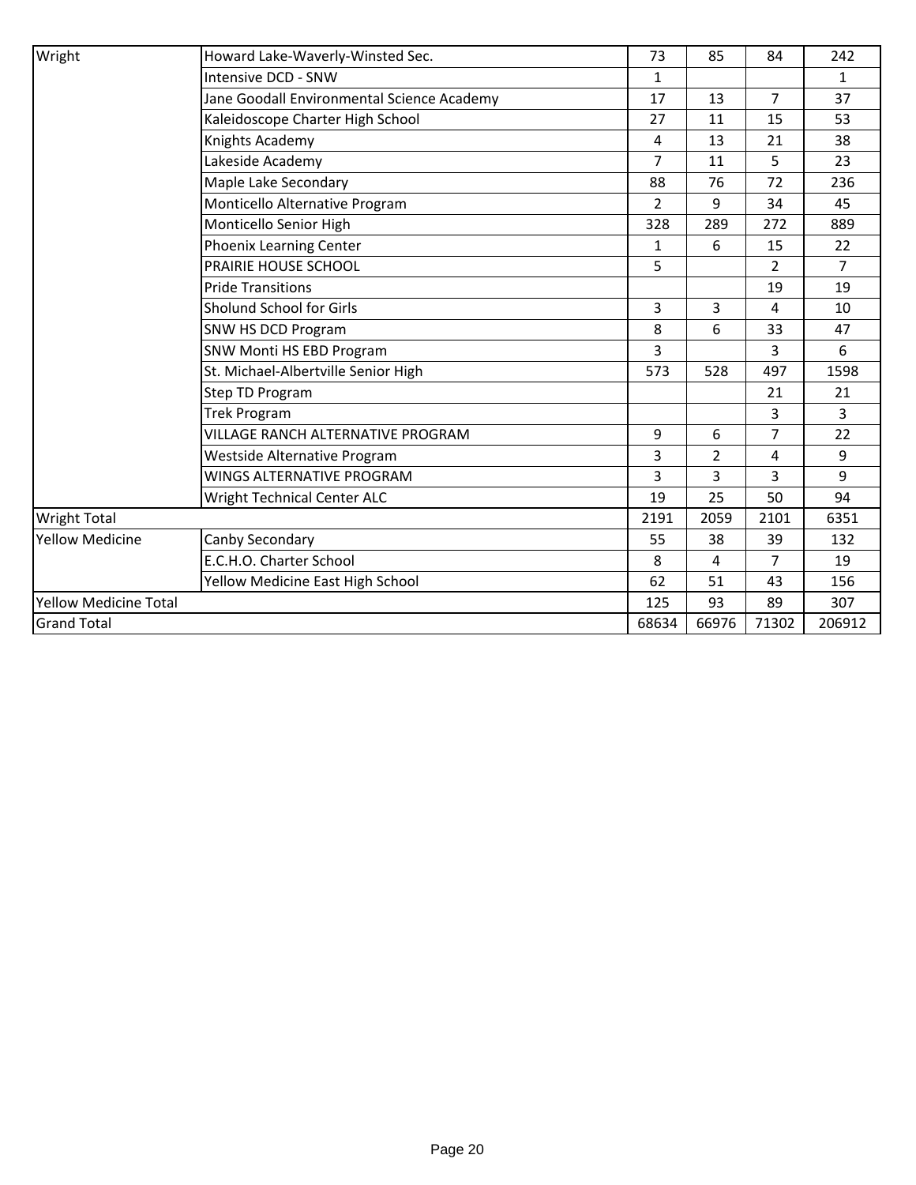| | | | | | |
|---|---|---|---|---|---|
| Wright | Howard Lake-Waverly-Winsted Sec. | 73 | 85 | 84 | 242 |
| | Intensive DCD - SNW | 1 | | | 1 |
| | Jane Goodall Environmental Science Academy | 17 | 13 | 7 | 37 |
| | Kaleidoscope Charter High School | 27 | 11 | 15 | 53 |
| | Knights Academy | 4 | 13 | 21 | 38 |
| | Lakeside Academy | 7 | 11 | 5 | 23 |
| | Maple Lake Secondary | 88 | 76 | 72 | 236 |
| | Monticello Alternative Program | 2 | 9 | 34 | 45 |
| | Monticello Senior High | 328 | 289 | 272 | 889 |
| | Phoenix Learning Center | 1 | 6 | 15 | 22 |
| | PRAIRIE HOUSE SCHOOL | 5 | | 2 | 7 |
| | Pride Transitions | | | 19 | 19 |
| | Sholund School for Girls | 3 | 3 | 4 | 10 |
| | SNW HS DCD Program | 8 | 6 | 33 | 47 |
| | SNW Monti HS EBD Program | 3 | | 3 | 6 |
| | St. Michael-Albertville Senior High | 573 | 528 | 497 | 1598 |
| | Step TD Program | | | 21 | 21 |
| | Trek Program | | | 3 | 3 |
| | VILLAGE RANCH ALTERNATIVE PROGRAM | 9 | 6 | 7 | 22 |
| | Westside Alternative Program | 3 | 2 | 4 | 9 |
| | WINGS ALTERNATIVE PROGRAM | 3 | 3 | 3 | 9 |
| | Wright Technical Center ALC | 19 | 25 | 50 | 94 |
| Wright Total | | 2191 | 2059 | 2101 | 6351 |
| Yellow Medicine | Canby Secondary | 55 | 38 | 39 | 132 |
| | E.C.H.O. Charter School | 8 | 4 | 7 | 19 |
| | Yellow Medicine East High School | 62 | 51 | 43 | 156 |
| Yellow Medicine Total | | 125 | 93 | 89 | 307 |
| Grand Total | | 68634 | 66976 | 71302 | 206912 |